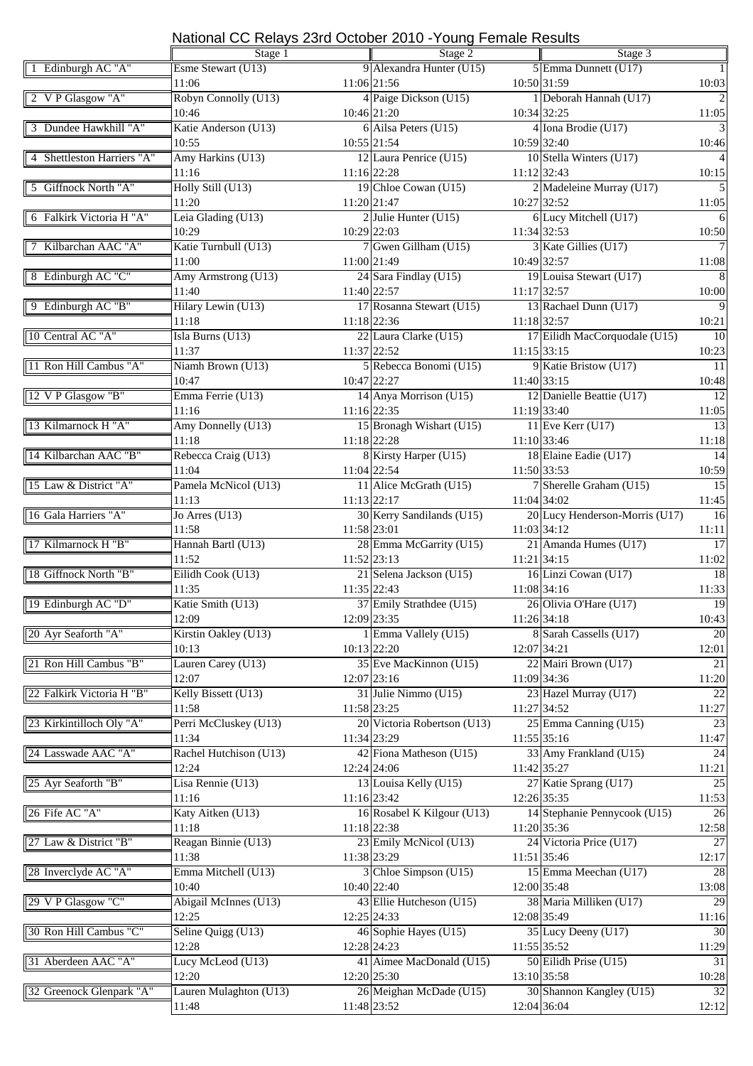# National CC Relays 23rd October 2010 -Young Female Results

| | Stage 1 | | Stage 2 | | Stage 3 | |
|---|---|---|---|---|---|---|
| 1 Edinburgh AC "A" | Esme Stewart (U13) | 9 | Alexandra Hunter (U15) | 5 | Emma Dunnett (U17) | 1 |
| | 11:06 | 11:06 | 21:56 | 10:50 | 31:59 | 10:03 |
| 2 V P Glasgow "A" | Robyn Connolly (U13) | 4 | Paige Dickson (U15) | 1 | Deborah Hannah (U17) | 2 |
| | 10:46 | 10:46 | 21:20 | 10:34 | 32:25 | 11:05 |
| 3 Dundee Hawkhill "A" | Katie Anderson (U13) | 6 | Ailsa Peters (U15) | 4 | Iona Brodie (U17) | 3 |
| | 10:55 | 10:55 | 21:54 | 10:59 | 32:40 | 10:46 |
| 4 Shettleston Harriers "A" | Amy Harkins (U13) | 12 | Laura Penrice (U15) | 10 | Stella Winters (U17) | 4 |
| | 11:16 | 11:16 | 22:28 | 11:12 | 32:43 | 10:15 |
| 5 Giffnock North "A" | Holly Still (U13) | 19 | Chloe Cowan (U15) | 2 | Madeleine Murray (U17) | 5 |
| | 11:20 | 11:20 | 21:47 | 10:27 | 32:52 | 11:05 |
| 6 Falkirk Victoria H "A" | Leia Glading (U13) | 2 | Julie Hunter (U15) | 6 | Lucy Mitchell (U17) | 6 |
| | 10:29 | 10:29 | 22:03 | 11:34 | 32:53 | 10:50 |
| 7 Kilbarchan AAC "A" | Katie Turnbull (U13) | 7 | Gwen Gillham (U15) | 3 | Kate Gillies (U17) | 7 |
| | 11:00 | 11:00 | 21:49 | 10:49 | 32:57 | 11:08 |
| 8 Edinburgh AC "C" | Amy Armstrong (U13) | 24 | Sara Findlay (U15) | 19 | Louisa Stewart (U17) | 8 |
| | 11:40 | 11:40 | 22:57 | 11:17 | 32:57 | 10:00 |
| 9 Edinburgh AC "B" | Hilary Lewin (U13) | 17 | Rosanna Stewart (U15) | 13 | Rachael Dunn (U17) | 9 |
| | 11:18 | 11:18 | 22:36 | 11:18 | 32:57 | 10:21 |
| 10 Central AC "A" | Isla Burns (U13) | 22 | Laura Clarke (U15) | 17 | Eilidh MacCorquodale (U15) | 10 |
| | 11:37 | 11:37 | 22:52 | 11:15 | 33:15 | 10:23 |
| 11 Ron Hill Cambus "A" | Niamh Brown (U13) | 5 | Rebecca Bonomi (U15) | 9 | Katie Bristow (U17) | 11 |
| | 10:47 | 10:47 | 22:27 | 11:40 | 33:15 | 10:48 |
| 12 V P Glasgow "B" | Emma Ferrie (U13) | 14 | Anya Morrison (U15) | 12 | Danielle Beattie (U17) | 12 |
| | 11:16 | 11:16 | 22:35 | 11:19 | 33:40 | 11:05 |
| 13 Kilmarnock H "A" | Amy Donnelly (U13) | 15 | Bronagh Wishart (U15) | 11 | Eve Kerr (U17) | 13 |
| | 11:18 | 11:18 | 22:28 | 11:10 | 33:46 | 11:18 |
| 14 Kilbarchan AAC "B" | Rebecca Craig (U13) | 8 | Kirsty Harper (U15) | 18 | Elaine Eadie (U17) | 14 |
| | 11:04 | 11:04 | 22:54 | 11:50 | 33:53 | 10:59 |
| 15 Law & District "A" | Pamela McNicol (U13) | 11 | Alice McGrath (U15) | 7 | Sherelle Graham (U15) | 15 |
| | 11:13 | 11:13 | 22:17 | 11:04 | 34:02 | 11:45 |
| 16 Gala Harriers "A" | Jo Arres (U13) | 30 | Kerry Sandilands (U15) | 20 | Lucy Henderson-Morris (U17) | 16 |
| | 11:58 | 11:58 | 23:01 | 11:03 | 34:12 | 11:11 |
| 17 Kilmarnock H "B" | Hannah Bartl (U13) | 28 | Emma McGarrity (U15) | 21 | Amanda Humes (U17) | 17 |
| | 11:52 | 11:52 | 23:13 | 11:21 | 34:15 | 11:02 |
| 18 Giffnock North "B" | Eilidh Cook (U13) | 21 | Selena Jackson (U15) | 16 | Linzi Cowan (U17) | 18 |
| | 11:35 | 11:35 | 22:43 | 11:08 | 34:16 | 11:33 |
| 19 Edinburgh AC "D" | Katie Smith (U13) | 37 | Emily Strathdee (U15) | 26 | Olivia O'Hare (U17) | 19 |
| | 12:09 | 12:09 | 23:35 | 11:26 | 34:18 | 10:43 |
| 20 Ayr Seaforth "A" | Kirstin Oakley (U13) | 1 | Emma Vallely (U15) | 8 | Sarah Cassells (U17) | 20 |
| | 10:13 | 10:13 | 22:20 | 12:07 | 34:21 | 12:01 |
| 21 Ron Hill Cambus "B" | Lauren Carey (U13) | 35 | Eve MacKinnon (U15) | 22 | Mairi Brown (U17) | 21 |
| | 12:07 | 12:07 | 23:16 | 11:09 | 34:36 | 11:20 |
| 22 Falkirk Victoria H "B" | Kelly Bissett (U13) | 31 | Julie Nimmo (U15) | 23 | Hazel Murray (U17) | 22 |
| | 11:58 | 11:58 | 23:25 | 11:27 | 34:52 | 11:27 |
| 23 Kirkintilloch Oly "A" | Perri McCluskey (U13) | 20 | Victoria Robertson (U13) | 25 | Emma Canning (U15) | 23 |
| | 11:34 | 11:34 | 23:29 | 11:55 | 35:16 | 11:47 |
| 24 Lasswade AAC "A" | Rachel Hutchison (U13) | 42 | Fiona Matheson (U15) | 33 | Amy Frankland (U15) | 24 |
| | 12:24 | 12:24 | 24:06 | 11:42 | 35:27 | 11:21 |
| 25 Ayr Seaforth "B" | Lisa Rennie (U13) | 13 | Louisa Kelly (U15) | 27 | Katie Sprang (U17) | 25 |
| | 11:16 | 11:16 | 23:42 | 12:26 | 35:35 | 11:53 |
| 26 Fife AC "A" | Katy Aitken (U13) | 16 | Rosabel K Kilgour (U13) | 14 | Stephanie Pennycook (U15) | 26 |
| | 11:18 | 11:18 | 22:38 | 11:20 | 35:36 | 12:58 |
| 27 Law & District "B" | Reagan Binnie (U13) | 23 | Emily McNicol (U13) | 24 | Victoria Price (U17) | 27 |
| | 11:38 | 11:38 | 23:29 | 11:51 | 35:46 | 12:17 |
| 28 Inverclyde AC "A" | Emma Mitchell (U13) | 3 | Chloe Simpson (U15) | 15 | Emma Meechan (U17) | 28 |
| | 10:40 | 10:40 | 22:40 | 12:00 | 35:48 | 13:08 |
| 29 V P Glasgow "C" | Abigail McInnes (U13) | 43 | Ellie Hutcheson (U15) | 38 | Maria Milliken (U17) | 29 |
| | 12:25 | 12:25 | 24:33 | 12:08 | 35:49 | 11:16 |
| 30 Ron Hill Cambus "C" | Seline Quigg (U13) | 46 | Sophie Hayes (U15) | 35 | Lucy Deeny (U17) | 30 |
| | 12:28 | 12:28 | 24:23 | 11:55 | 35:52 | 11:29 |
| 31 Aberdeen AAC "A" | Lucy McLeod (U13) | 41 | Aimee MacDonald (U15) | 50 | Eilidh Prise (U15) | 31 |
| | 12:20 | 12:20 | 25:30 | 13:10 | 35:58 | 10:28 |
| 32 Greenock Glenpark "A" | Lauren Mulaghton (U13) | 26 | Meighan McDade (U15) | 30 | Shannon Kangley (U15) | 32 |
| | 11:48 | 11:48 | 23:52 | 12:04 | 36:04 | 12:12 |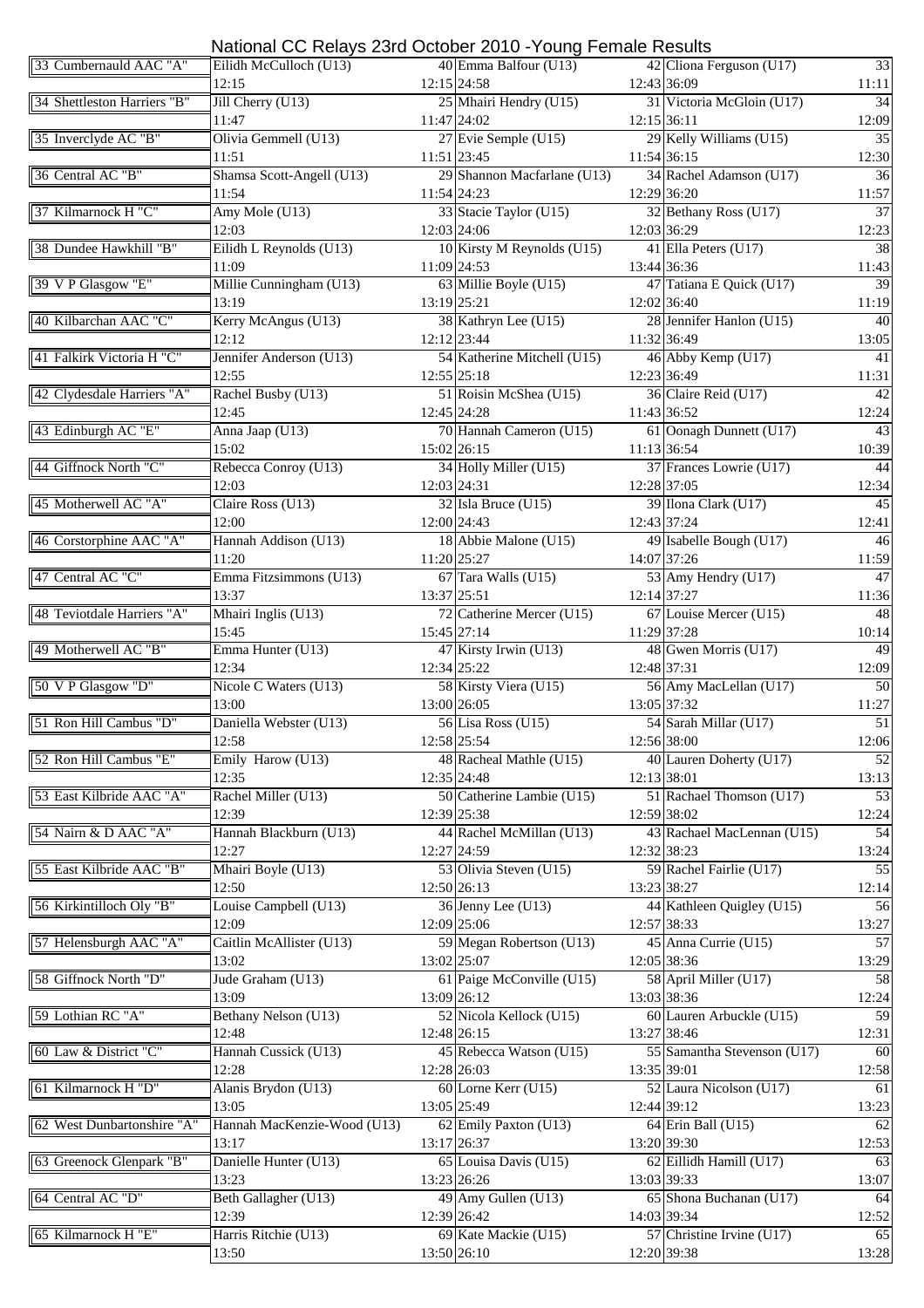# National CC Relays 23rd October 2010 -Young Female Results

| Team | Leg 1 | Pos | Leg 2 | Pos | Leg 3 | Pos |
|---|---|---|---|---|---|---|
| 33 Cumbernauld AAC "A" | Eilidh McCulloch (U13) | 40 | Emma Balfour (U13) | 42 | Cliona Ferguson (U17) | 33 |
| | 12:15 | 12:15 | 24:58 | 12:43 | 36:09 | 11:11 |
| 34 Shettleston Harriers "B" | Jill Cherry (U13) | 25 | Mhairi Hendry (U15) | 31 | Victoria McGloin (U17) | 34 |
| | 11:47 | 11:47 | 24:02 | 12:15 | 36:11 | 12:09 |
| 35 Inverclyde AC "B" | Olivia Gemmell (U13) | 27 | Evie Semple (U15) | 29 | Kelly Williams (U15) | 35 |
| | 11:51 | 11:51 | 23:45 | 11:54 | 36:15 | 12:30 |
| 36 Central AC "B" | Shamsa Scott-Angell (U13) | 29 | Shannon Macfarlane (U13) | 34 | Rachel Adamson (U17) | 36 |
| | 11:54 | 11:54 | 24:23 | 12:29 | 36:20 | 11:57 |
| 37 Kilmarnock H "C" | Amy Mole (U13) | 33 | Stacie Taylor (U15) | 32 | Bethany Ross (U17) | 37 |
| | 12:03 | 12:03 | 24:06 | 12:03 | 36:29 | 12:23 |
| 38 Dundee Hawkhill "B" | Eilidh L Reynolds (U13) | 10 | Kirsty M Reynolds (U15) | 41 | Ella Peters (U17) | 38 |
| | 11:09 | 11:09 | 24:53 | 13:44 | 36:36 | 11:43 |
| 39 V P Glasgow "E" | Millie Cunningham (U13) | 63 | Millie Boyle (U15) | 47 | Tatiana E Quick (U17) | 39 |
| | 13:19 | 13:19 | 25:21 | 12:02 | 36:40 | 11:19 |
| 40 Kilbarchan AAC "C" | Kerry McAngus (U13) | 38 | Kathryn Lee (U15) | 28 | Jennifer Hanlon (U15) | 40 |
| | 12:12 | 12:12 | 23:44 | 11:32 | 36:49 | 13:05 |
| 41 Falkirk Victoria H "C" | Jennifer Anderson (U13) | 54 | Katherine Mitchell (U15) | 46 | Abby Kemp (U17) | 41 |
| | 12:55 | 12:55 | 25:18 | 12:23 | 36:49 | 11:31 |
| 42 Clydesdale Harriers "A" | Rachel Busby (U13) | 51 | Roisin McShea (U15) | 36 | Claire Reid (U17) | 42 |
| | 12:45 | 12:45 | 24:28 | 11:43 | 36:52 | 12:24 |
| 43 Edinburgh AC "E" | Anna Jaap (U13) | 70 | Hannah Cameron (U15) | 61 | Oonagh Dunnett (U17) | 43 |
| | 15:02 | 15:02 | 26:15 | 11:13 | 36:54 | 10:39 |
| 44 Giffnock North "C" | Rebecca Conroy (U13) | 34 | Holly Miller (U15) | 37 | Frances Lowrie (U17) | 44 |
| | 12:03 | 12:03 | 24:31 | 12:28 | 37:05 | 12:34 |
| 45 Motherwell AC "A" | Claire Ross (U13) | 32 | Isla Bruce (U15) | 39 | Ilona Clark (U17) | 45 |
| | 12:00 | 12:00 | 24:43 | 12:43 | 37:24 | 12:41 |
| 46 Corstorphine AAC "A" | Hannah Addison (U13) | 18 | Abbie Malone (U15) | 49 | Isabelle Bough (U17) | 46 |
| | 11:20 | 11:20 | 25:27 | 14:07 | 37:26 | 11:59 |
| 47 Central AC "C" | Emma Fitzsimmons (U13) | 67 | Tara Walls (U15) | 53 | Amy Hendry (U17) | 47 |
| | 13:37 | 13:37 | 25:51 | 12:14 | 37:27 | 11:36 |
| 48 Teviotdale Harriers "A" | Mhairi Inglis (U13) | 72 | Catherine Mercer (U15) | 67 | Louise Mercer (U15) | 48 |
| | 15:45 | 15:45 | 27:14 | 11:29 | 37:28 | 10:14 |
| 49 Motherwell AC "B" | Emma Hunter (U13) | 47 | Kirsty Irwin (U13) | 48 | Gwen Morris (U17) | 49 |
| | 12:34 | 12:34 | 25:22 | 12:48 | 37:31 | 12:09 |
| 50 V P Glasgow "D" | Nicole C Waters (U13) | 58 | Kirsty Viera (U15) | 56 | Amy MacLellan (U17) | 50 |
| | 13:00 | 13:00 | 26:05 | 13:05 | 37:32 | 11:27 |
| 51 Ron Hill Cambus "D" | Daniella Webster (U13) | 56 | Lisa Ross (U15) | 54 | Sarah Millar (U17) | 51 |
| | 12:58 | 12:58 | 25:54 | 12:56 | 38:00 | 12:06 |
| 52 Ron Hill Cambus "E" | Emily Harow (U13) | 48 | Racheal Mathle (U15) | 40 | Lauren Doherty (U17) | 52 |
| | 12:35 | 12:35 | 24:48 | 12:13 | 38:01 | 13:13 |
| 53 East Kilbride AAC "A" | Rachel Miller (U13) | 50 | Catherine Lambie (U15) | 51 | Rachael Thomson (U17) | 53 |
| | 12:39 | 12:39 | 25:38 | 12:59 | 38:02 | 12:24 |
| 54 Nairn & D AAC "A" | Hannah Blackburn (U13) | 44 | Rachel McMillan (U13) | 43 | Rachael MacLennan (U15) | 54 |
| | 12:27 | 12:27 | 24:59 | 12:32 | 38:23 | 13:24 |
| 55 East Kilbride AAC "B" | Mhairi Boyle (U13) | 53 | Olivia Steven (U15) | 59 | Rachel Fairlie (U17) | 55 |
| | 12:50 | 12:50 | 26:13 | 13:23 | 38:27 | 12:14 |
| 56 Kirkintilloch Oly "B" | Louise Campbell (U13) | 36 | Jenny Lee (U13) | 44 | Kathleen Quigley (U15) | 56 |
| | 12:09 | 12:09 | 25:06 | 12:57 | 38:33 | 13:27 |
| 57 Helensburgh AAC "A" | Caitlin McAllister (U13) | 59 | Megan Robertson (U13) | 45 | Anna Currie (U15) | 57 |
| | 13:02 | 13:02 | 25:07 | 12:05 | 38:36 | 13:29 |
| 58 Giffnock North "D" | Jude Graham (U13) | 61 | Paige McConville (U15) | 58 | April Miller (U17) | 58 |
| | 13:09 | 13:09 | 26:12 | 13:03 | 38:36 | 12:24 |
| 59 Lothian RC "A" | Bethany Nelson (U13) | 52 | Nicola Kellock (U15) | 60 | Lauren Arbuckle (U15) | 59 |
| | 12:48 | 12:48 | 26:15 | 13:27 | 38:46 | 12:31 |
| 60 Law & District "C" | Hannah Cussick (U13) | 45 | Rebecca Watson (U15) | 55 | Samantha Stevenson (U17) | 60 |
| | 12:28 | 12:28 | 26:03 | 13:35 | 39:01 | 12:58 |
| 61 Kilmarnock H "D" | Alanis Brydon (U13) | 60 | Lorne Kerr (U15) | 52 | Laura Nicolson (U17) | 61 |
| | 13:05 | 13:05 | 25:49 | 12:44 | 39:12 | 13:23 |
| 62 West Dunbartonshire "A" | Hannah MacKenzie-Wood (U13) | 62 | Emily Paxton (U13) | 64 | Erin Ball (U15) | 62 |
| | 13:17 | 13:17 | 26:37 | 13:20 | 39:30 | 12:53 |
| 63 Greenock Glenpark "B" | Danielle Hunter (U13) | 65 | Louisa Davis (U15) | 62 | Eillidh Hamill (U17) | 63 |
| | 13:23 | 13:23 | 26:26 | 13:03 | 39:33 | 13:07 |
| 64 Central AC "D" | Beth Gallagher (U13) | 49 | Amy Gullen (U13) | 65 | Shona Buchanan (U17) | 64 |
| | 12:39 | 12:39 | 26:42 | 14:03 | 39:34 | 12:52 |
| 65 Kilmarnock H "E" | Harris Ritchie (U13) | 69 | Kate Mackie (U15) | 57 | Christine Irvine (U17) | 65 |
| | 13:50 | 13:50 | 26:10 | 12:20 | 39:38 | 13:28 |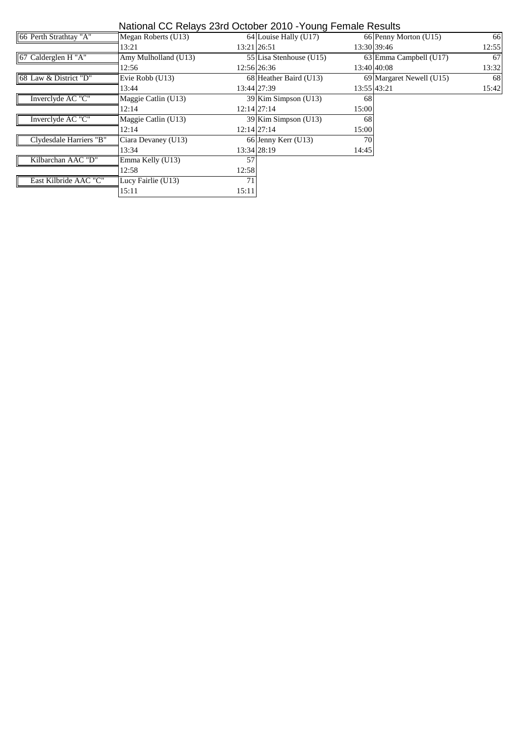# National CC Relays 23rd October 2010 -Young Female Results

| Team | Leg 1 | | Leg 2 | | Leg 3 | |
|---|---|---|---|---|---|---|
| 66 Perth Strathtay "A" | Megan Roberts (U13) | 64 | Louise Hally (U17) | 66 | Penny Morton (U15) | 66 |
| | 13:21 | 13:21 | 26:51 | 13:30 | 39:46 | 12:55 |
| 67 Calderglen H "A" | Amy Mulholland (U13) | 55 | Lisa Stenhouse (U15) | 63 | Emma Campbell (U17) | 67 |
| | 12:56 | 12:56 | 26:36 | 13:40 | 40:08 | 13:32 |
| 68 Law & District "D" | Evie Robb (U13) | 68 | Heather Baird (U13) | 69 | Margaret Newell (U15) | 68 |
| | 13:44 | 13:44 | 27:39 | 13:55 | 43:21 | 15:42 |
| Inverclyde AC "C" | Maggie Catlin (U13) | 39 | Kim Simpson (U13) | 68 | | |
| | 12:14 | 12:14 | 27:14 | 15:00 | | |
| Inverclyde AC "C" | Maggie Catlin (U13) | 39 | Kim Simpson (U13) | 68 | | |
| | 12:14 | 12:14 | 27:14 | 15:00 | | |
| Clydesdale Harriers "B" | Ciara Devaney (U13) | 66 | Jenny Kerr (U13) | 70 | | |
| | 13:34 | 13:34 | 28:19 | 14:45 | | |
| Kilbarchan AAC "D" | Emma Kelly (U13) | 57 | | | | |
| | 12:58 | 12:58 | | | | |
| East Kilbride AAC "C" | Lucy Fairlie (U13) | 71 | | | | |
| | 15:11 | 15:11 | | | | |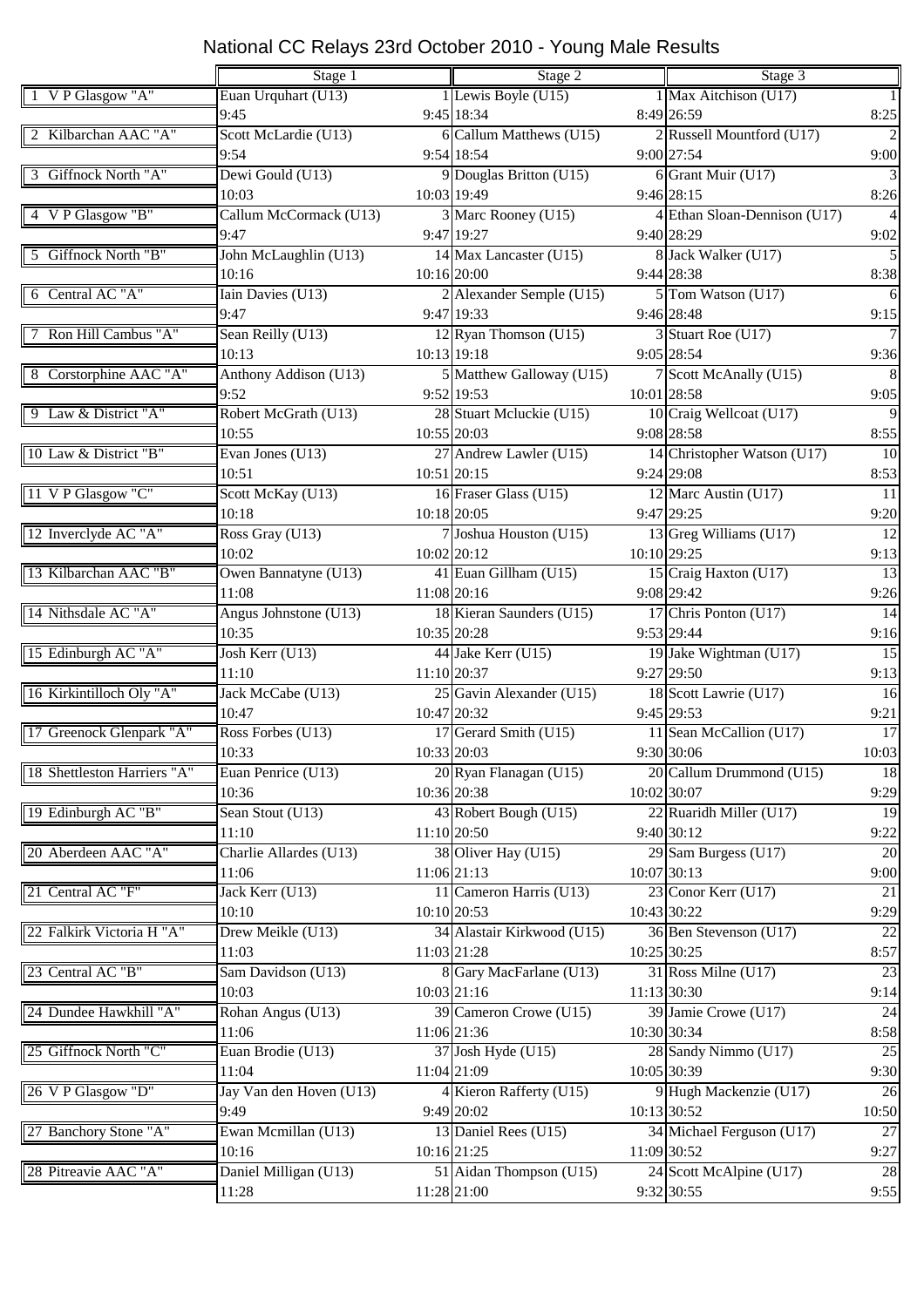# National CC Relays 23rd October 2010 - Young Male Results

| Team | Stage 1 | | Stage 2 | | Stage 3 | |
|---|---|---|---|---|---|---|
| 1 V P Glasgow "A" | Euan Urquhart (U13) | 1 | Lewis Boyle (U15) | 1 | Max Aitchison (U17) | 1 |
| | 9:45 | 9:45 | 18:34 | 8:49 | 26:59 | 8:25 |
| 2 Kilbarchan AAC "A" | Scott McLardie (U13) | 6 | Callum Matthews (U15) | 2 | Russell Mountford (U17) | 2 |
| | 9:54 | 9:54 | 18:54 | 9:00 | 27:54 | 9:00 |
| 3 Giffnock North "A" | Dewi Gould (U13) | 9 | Douglas Britton (U15) | 6 | Grant Muir (U17) | 3 |
| | 10:03 | 10:03 | 19:49 | 9:46 | 28:15 | 8:26 |
| 4 V P Glasgow "B" | Callum McCormack (U13) | 3 | Marc Rooney (U15) | 4 | Ethan Sloan-Dennison (U17) | 4 |
| | 9:47 | 9:47 | 19:27 | 9:40 | 28:29 | 9:02 |
| 5 Giffnock North "B" | John McLaughlin (U13) | 14 | Max Lancaster (U15) | 8 | Jack Walker (U17) | 5 |
| | 10:16 | 10:16 | 20:00 | 9:44 | 28:38 | 8:38 |
| 6 Central AC "A" | Iain Davies (U13) | 2 | Alexander Semple (U15) | 5 | Tom Watson (U17) | 6 |
| | 9:47 | 9:47 | 19:33 | 9:46 | 28:48 | 9:15 |
| 7 Ron Hill Cambus "A" | Sean Reilly (U13) | 12 | Ryan Thomson (U15) | 3 | Stuart Roe (U17) | 7 |
| | 10:13 | 10:13 | 19:18 | 9:05 | 28:54 | 9:36 |
| 8 Corstorphine AAC "A" | Anthony Addison (U13) | 5 | Matthew Galloway (U15) | 7 | Scott McAnally (U15) | 8 |
| | 9:52 | 9:52 | 19:53 | 10:01 | 28:58 | 9:05 |
| 9 Law & District "A" | Robert McGrath (U13) | 28 | Stuart Mcluckie (U15) | 10 | Craig Wellcoat (U17) | 9 |
| | 10:55 | 10:55 | 20:03 | 9:08 | 28:58 | 8:55 |
| 10 Law & District "B" | Evan Jones (U13) | 27 | Andrew Lawler (U15) | 14 | Christopher Watson (U17) | 10 |
| | 10:51 | 10:51 | 20:15 | 9:24 | 29:08 | 8:53 |
| 11 V P Glasgow "C" | Scott McKay (U13) | 16 | Fraser Glass (U15) | 12 | Marc Austin (U17) | 11 |
| | 10:18 | 10:18 | 20:05 | 9:47 | 29:25 | 9:20 |
| 12 Inverclyde AC "A" | Ross Gray (U13) | 7 | Joshua Houston (U15) | 13 | Greg Williams (U17) | 12 |
| | 10:02 | 10:02 | 20:12 | 10:10 | 29:25 | 9:13 |
| 13 Kilbarchan AAC "B" | Owen Bannatyne (U13) | 41 | Euan Gillham (U15) | 15 | Craig Haxton (U17) | 13 |
| | 11:08 | 11:08 | 20:16 | 9:08 | 29:42 | 9:26 |
| 14 Nithsdale AC "A" | Angus Johnstone (U13) | 18 | Kieran Saunders (U15) | 17 | Chris Ponton (U17) | 14 |
| | 10:35 | 10:35 | 20:28 | 9:53 | 29:44 | 9:16 |
| 15 Edinburgh AC "A" | Josh Kerr (U13) | 44 | Jake Kerr (U15) | 19 | Jake Wightman (U17) | 15 |
| | 11:10 | 11:10 | 20:37 | 9:27 | 29:50 | 9:13 |
| 16 Kirkintilloch Oly "A" | Jack McCabe (U13) | 25 | Gavin Alexander (U15) | 18 | Scott Lawrie (U17) | 16 |
| | 10:47 | 10:47 | 20:32 | 9:45 | 29:53 | 9:21 |
| 17 Greenock Glenpark "A" | Ross Forbes (U13) | 17 | Gerard Smith (U15) | 11 | Sean McCallion (U17) | 17 |
| | 10:33 | 10:33 | 20:03 | 9:30 | 30:06 | 10:03 |
| 18 Shettleston Harriers "A" | Euan Penrice (U13) | 20 | Ryan Flanagan (U15) | 20 | Callum Drummond (U15) | 18 |
| | 10:36 | 10:36 | 20:38 | 10:02 | 30:07 | 9:29 |
| 19 Edinburgh AC "B" | Sean Stout (U13) | 43 | Robert Bough (U15) | 22 | Ruaridh Miller (U17) | 19 |
| | 11:10 | 11:10 | 20:50 | 9:40 | 30:12 | 9:22 |
| 20 Aberdeen AAC "A" | Charlie Allardes (U13) | 38 | Oliver Hay (U15) | 29 | Sam Burgess (U17) | 20 |
| | 11:06 | 11:06 | 21:13 | 10:07 | 30:13 | 9:00 |
| 21 Central AC "F" | Jack Kerr (U13) | 11 | Cameron Harris (U13) | 23 | Conor Kerr (U17) | 21 |
| | 10:10 | 10:10 | 20:53 | 10:43 | 30:22 | 9:29 |
| 22 Falkirk Victoria H "A" | Drew Meikle (U13) | 34 | Alastair Kirkwood (U15) | 36 | Ben Stevenson (U17) | 22 |
| | 11:03 | 11:03 | 21:28 | 10:25 | 30:25 | 8:57 |
| 23 Central AC "B" | Sam Davidson (U13) | 8 | Gary MacFarlane (U13) | 31 | Ross Milne (U17) | 23 |
| | 10:03 | 10:03 | 21:16 | 11:13 | 30:30 | 9:14 |
| 24 Dundee Hawkhill "A" | Rohan Angus (U13) | 39 | Cameron Crowe (U15) | 39 | Jamie Crowe (U17) | 24 |
| | 11:06 | 11:06 | 21:36 | 10:30 | 30:34 | 8:58 |
| 25 Giffnock North "C" | Euan Brodie (U13) | 37 | Josh Hyde (U15) | 28 | Sandy Nimmo (U17) | 25 |
| | 11:04 | 11:04 | 21:09 | 10:05 | 30:39 | 9:30 |
| 26 V P Glasgow "D" | Jay Van den Hoven (U13) | 4 | Kieron Rafferty (U15) | 9 | Hugh Mackenzie (U17) | 26 |
| | 9:49 | 9:49 | 20:02 | 10:13 | 30:52 | 10:50 |
| 27 Banchory Stone "A" | Ewan Mcmillan (U13) | 13 | Daniel Rees (U15) | 34 | Michael Ferguson (U17) | 27 |
| | 10:16 | 10:16 | 21:25 | 11:09 | 30:52 | 9:27 |
| 28 Pitreavie AAC "A" | Daniel Milligan (U13) | 51 | Aidan Thompson (U15) | 24 | Scott McAlpine (U17) | 28 |
| | 11:28 | 11:28 | 21:00 | 9:32 | 30:55 | 9:55 |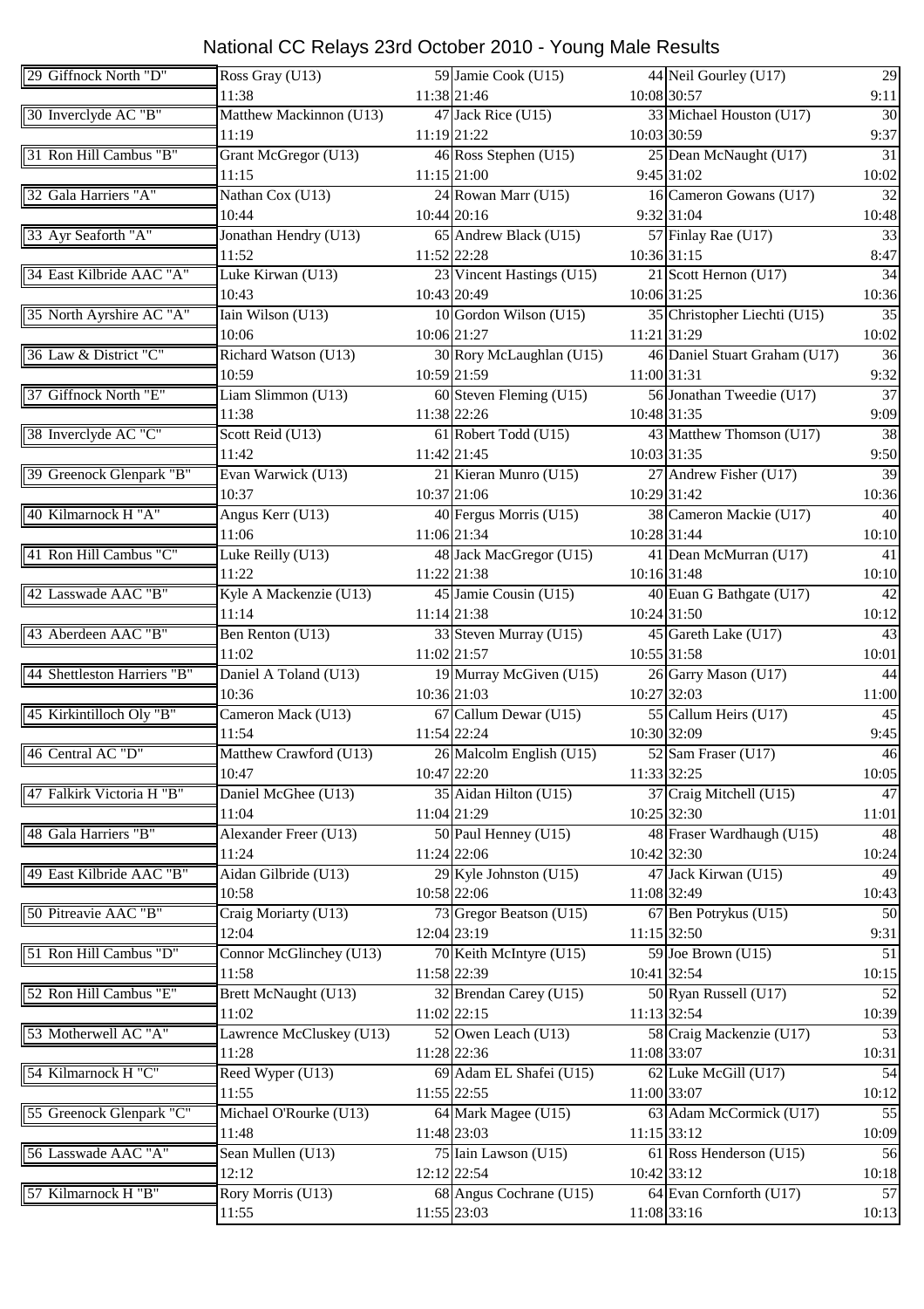# National CC Relays 23rd October 2010 - Young Male Results

| Team | Leg 1 | | Leg 2 | | Leg 3 | |
|---|---|---|---|---|---|---|
| 29 Giffnock North "D" | Ross Gray (U13) | 59 | Jamie Cook (U15) | 44 | Neil Gourley (U17) | 29 |
| | 11:38 | 11:38 | 21:46 | 10:08 | 30:57 | 9:11 |
| 30 Inverclyde AC "B" | Matthew Mackinnon (U13) | 47 | Jack Rice (U15) | 33 | Michael Houston (U17) | 30 |
| | 11:19 | 11:19 | 21:22 | 10:03 | 30:59 | 9:37 |
| 31 Ron Hill Cambus "B" | Grant McGregor (U13) | 46 | Ross Stephen (U15) | 25 | Dean McNaught (U17) | 31 |
| | 11:15 | 11:15 | 21:00 | 9:45 | 31:02 | 10:02 |
| 32 Gala Harriers "A" | Nathan Cox (U13) | 24 | Rowan Marr (U15) | 16 | Cameron Gowans (U17) | 32 |
| | 10:44 | 10:44 | 20:16 | 9:32 | 31:04 | 10:48 |
| 33 Ayr Seaforth "A" | Jonathan Hendry (U13) | 65 | Andrew Black (U15) | 57 | Finlay Rae (U17) | 33 |
| | 11:52 | 11:52 | 22:28 | 10:36 | 31:15 | 8:47 |
| 34 East Kilbride AAC "A" | Luke Kirwan (U13) | 23 | Vincent Hastings (U15) | 21 | Scott Hernon (U17) | 34 |
| | 10:43 | 10:43 | 20:49 | 10:06 | 31:25 | 10:36 |
| 35 North Ayrshire AC "A" | Iain Wilson (U13) | 10 | Gordon Wilson (U15) | 35 | Christopher Liechti (U15) | 35 |
| | 10:06 | 10:06 | 21:27 | 11:21 | 31:29 | 10:02 |
| 36 Law & District "C" | Richard Watson (U13) | 30 | Rory McLaughlan (U15) | 46 | Daniel Stuart Graham (U17) | 36 |
| | 10:59 | 10:59 | 21:59 | 11:00 | 31:31 | 9:32 |
| 37 Giffnock North "E" | Liam Slimmon (U13) | 60 | Steven Fleming (U15) | 56 | Jonathan Tweedie (U17) | 37 |
| | 11:38 | 11:38 | 22:26 | 10:48 | 31:35 | 9:09 |
| 38 Inverclyde AC "C" | Scott Reid (U13) | 61 | Robert Todd (U15) | 43 | Matthew Thomson (U17) | 38 |
| | 11:42 | 11:42 | 21:45 | 10:03 | 31:35 | 9:50 |
| 39 Greenock Glenpark "B" | Evan Warwick (U13) | 21 | Kieran Munro (U15) | 27 | Andrew Fisher (U17) | 39 |
| | 10:37 | 10:37 | 21:06 | 10:29 | 31:42 | 10:36 |
| 40 Kilmarnock H "A" | Angus Kerr (U13) | 40 | Fergus Morris (U15) | 38 | Cameron Mackie (U17) | 40 |
| | 11:06 | 11:06 | 21:34 | 10:28 | 31:44 | 10:10 |
| 41 Ron Hill Cambus "C" | Luke Reilly (U13) | 48 | Jack MacGregor (U15) | 41 | Dean McMurran (U17) | 41 |
| | 11:22 | 11:22 | 21:38 | 10:16 | 31:48 | 10:10 |
| 42 Lasswade AAC "B" | Kyle A Mackenzie (U13) | 45 | Jamie Cousin (U15) | 40 | Euan G Bathgate (U17) | 42 |
| | 11:14 | 11:14 | 21:38 | 10:24 | 31:50 | 10:12 |
| 43 Aberdeen AAC "B" | Ben Renton (U13) | 33 | Steven Murray (U15) | 45 | Gareth Lake (U17) | 43 |
| | 11:02 | 11:02 | 21:57 | 10:55 | 31:58 | 10:01 |
| 44 Shettleston Harriers "B" | Daniel A Toland (U13) | 19 | Murray McGiven (U15) | 26 | Garry Mason (U17) | 44 |
| | 10:36 | 10:36 | 21:03 | 10:27 | 32:03 | 11:00 |
| 45 Kirkintilloch Oly "B" | Cameron Mack (U13) | 67 | Callum Dewar (U15) | 55 | Callum Heirs (U17) | 45 |
| | 11:54 | 11:54 | 22:24 | 10:30 | 32:09 | 9:45 |
| 46 Central AC "D" | Matthew Crawford (U13) | 26 | Malcolm English (U15) | 52 | Sam Fraser (U17) | 46 |
| | 10:47 | 10:47 | 22:20 | 11:33 | 32:25 | 10:05 |
| 47 Falkirk Victoria H "B" | Daniel McGhee (U13) | 35 | Aidan Hilton (U15) | 37 | Craig Mitchell (U15) | 47 |
| | 11:04 | 11:04 | 21:29 | 10:25 | 32:30 | 11:01 |
| 48 Gala Harriers "B" | Alexander Freer (U13) | 50 | Paul Henney (U15) | 48 | Fraser Wardhaugh (U15) | 48 |
| | 11:24 | 11:24 | 22:06 | 10:42 | 32:30 | 10:24 |
| 49 East Kilbride AAC "B" | Aidan Gilbride (U13) | 29 | Kyle Johnston (U15) | 47 | Jack Kirwan (U15) | 49 |
| | 10:58 | 10:58 | 22:06 | 11:08 | 32:49 | 10:43 |
| 50 Pitreavie AAC "B" | Craig Moriarty (U13) | 73 | Gregor Beatson (U15) | 67 | Ben Potrykus (U15) | 50 |
| | 12:04 | 12:04 | 23:19 | 11:15 | 32:50 | 9:31 |
| 51 Ron Hill Cambus "D" | Connor McGlinchey (U13) | 70 | Keith McIntyre (U15) | 59 | Joe Brown (U15) | 51 |
| | 11:58 | 11:58 | 22:39 | 10:41 | 32:54 | 10:15 |
| 52 Ron Hill Cambus "E" | Brett McNaught (U13) | 32 | Brendan Carey (U15) | 50 | Ryan Russell (U17) | 52 |
| | 11:02 | 11:02 | 22:15 | 11:13 | 32:54 | 10:39 |
| 53 Motherwell AC "A" | Lawrence McCluskey (U13) | 52 | Owen Leach (U13) | 58 | Craig Mackenzie (U17) | 53 |
| | 11:28 | 11:28 | 22:36 | 11:08 | 33:07 | 10:31 |
| 54 Kilmarnock H "C" | Reed Wyper (U13) | 69 | Adam EL Shafei (U15) | 62 | Luke McGill (U17) | 54 |
| | 11:55 | 11:55 | 22:55 | 11:00 | 33:07 | 10:12 |
| 55 Greenock Glenpark "C" | Michael O'Rourke (U13) | 64 | Mark Magee (U15) | 63 | Adam McCormick (U17) | 55 |
| | 11:48 | 11:48 | 23:03 | 11:15 | 33:12 | 10:09 |
| 56 Lasswade AAC "A" | Sean Mullen (U13) | 75 | Iain Lawson (U15) | 61 | Ross Henderson (U15) | 56 |
| | 12:12 | 12:12 | 22:54 | 10:42 | 33:12 | 10:18 |
| 57 Kilmarnock H "B" | Rory Morris (U13) | 68 | Angus Cochrane (U15) | 64 | Evan Cornforth (U17) | 57 |
| | 11:55 | 11:55 | 23:03 | 11:08 | 33:16 | 10:13 |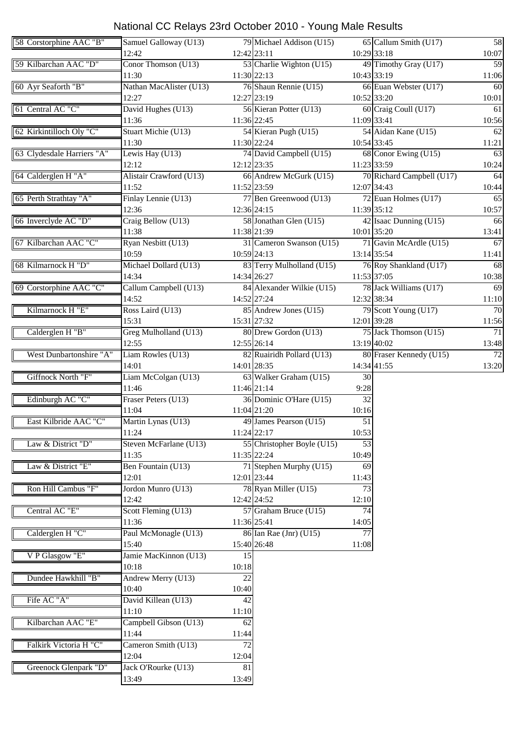# National CC Relays 23rd October 2010 - Young Male Results

| Team | Leg 1 | Pos | Leg 2 | Pos | Leg 3 | Pos |
|---|---|---|---|---|---|---|
| 58 Corstorphine AAC "B" | Samuel Galloway (U13) | 79 | Michael Addison (U15) | 65 | Callum Smith (U17) | 58 |
| | 12:42 | 12:42 | 23:11 | 10:29 | 33:18 | 10:07 |
| 59 Kilbarchan AAC "D" | Conor Thomson (U13) | 53 | Charlie Wighton (U15) | 49 | Timothy Gray (U17) | 59 |
| | 11:30 | 11:30 | 22:13 | 10:43 | 33:19 | 11:06 |
| 60 Ayr Seaforth "B" | Nathan MacAlister (U13) | 76 | Shaun Rennie (U15) | 66 | Euan Webster (U17) | 60 |
| | 12:27 | 12:27 | 23:19 | 10:52 | 33:20 | 10:01 |
| 61 Central AC "C" | David Hughes (U13) | 56 | Kieran Potter (U13) | 60 | Craig Coull (U17) | 61 |
| | 11:36 | 11:36 | 22:45 | 11:09 | 33:41 | 10:56 |
| 62 Kirkintilloch Oly "C" | Stuart Michie (U13) | 54 | Kieran Pugh (U15) | 54 | Aidan Kane (U15) | 62 |
| | 11:30 | 11:30 | 22:24 | 10:54 | 33:45 | 11:21 |
| 63 Clydesdale Harriers "A" | Lewis Hay (U13) | 74 | David Campbell (U15) | 68 | Conor Ewing (U15) | 63 |
| | 12:12 | 12:12 | 23:35 | 11:23 | 33:59 | 10:24 |
| 64 Calderglen H "A" | Alistair Crawford (U13) | 66 | Andrew McGurk (U15) | 70 | Richard Campbell (U17) | 64 |
| | 11:52 | 11:52 | 23:59 | 12:07 | 34:43 | 10:44 |
| 65 Perth Strathtay "A" | Finlay Lennie (U13) | 77 | Ben Greenwood (U13) | 72 | Euan Holmes (U17) | 65 |
| | 12:36 | 12:36 | 24:15 | 11:39 | 35:12 | 10:57 |
| 66 Inverclyde AC "D" | Craig Bellow (U13) | 58 | Jonathan Glen (U15) | 42 | Isaac Dunning (U15) | 66 |
| | 11:38 | 11:38 | 21:39 | 10:01 | 35:20 | 13:41 |
| 67 Kilbarchan AAC "C" | Ryan Nesbitt (U13) | 31 | Cameron Swanson (U15) | 71 | Gavin McArdle (U15) | 67 |
| | 10:59 | 10:59 | 24:13 | 13:14 | 35:54 | 11:41 |
| 68 Kilmarnock H "D" | Michael Dollard (U13) | 83 | Terry Mulholland (U15) | 76 | Roy Shankland (U17) | 68 |
| | 14:34 | 14:34 | 26:27 | 11:53 | 37:05 | 10:38 |
| 69 Corstorphine AAC "C" | Callum Campbell (U13) | 84 | Alexander Wilkie (U15) | 78 | Jack Williams (U17) | 69 |
| | 14:52 | 14:52 | 27:24 | 12:32 | 38:34 | 11:10 |
| Kilmarnock H "E" | Ross Laird (U13) | 85 | Andrew Jones (U15) | 79 | Scott Young (U17) | 70 |
| | 15:31 | 15:31 | 27:32 | 12:01 | 39:28 | 11:56 |
| Calderglen H "B" | Greg Mulholland (U13) | 80 | Drew Gordon (U13) | 75 | Jack Thomson (U15) | 71 |
| | 12:55 | 12:55 | 26:14 | 13:19 | 40:02 | 13:48 |
| West Dunbartonshire "A" | Liam Rowles (U13) | 82 | Ruairidh Pollard (U13) | 80 | Fraser Kennedy (U15) | 72 |
| | 14:01 | 14:01 | 28:35 | 14:34 | 41:55 | 13:20 |
| Giffnock North "F" | Liam McColgan (U13) | 63 | Walker Graham (U15) | 30 | | |
| | 11:46 | 11:46 | 21:14 | 9:28 | | |
| Edinburgh AC "C" | Fraser Peters (U13) | 36 | Dominic O'Hare (U15) | 32 | | |
| | 11:04 | 11:04 | 21:20 | 10:16 | | |
| East Kilbride AAC "C" | Martin Lynas (U13) | 49 | James Pearson (U15) | 51 | | |
| | 11:24 | 11:24 | 22:17 | 10:53 | | |
| Law & District "D" | Steven McFarlane (U13) | 55 | Christopher Boyle (U15) | 53 | | |
| | 11:35 | 11:35 | 22:24 | 10:49 | | |
| Law & District "E" | Ben Fountain (U13) | 71 | Stephen Murphy (U15) | 69 | | |
| | 12:01 | 12:01 | 23:44 | 11:43 | | |
| Ron Hill Cambus "F" | Jordon Munro (U13) | 78 | Ryan Miller (U15) | 73 | | |
| | 12:42 | 12:42 | 24:52 | 12:10 | | |
| Central AC "E" | Scott Fleming (U13) | 57 | Graham Bruce (U15) | 74 | | |
| | 11:36 | 11:36 | 25:41 | 14:05 | | |
| Calderglen H "C" | Paul McMonagle (U13) | 86 | Ian Rae (Jnr) (U15) | 77 | | |
| | 15:40 | 15:40 | 26:48 | 11:08 | | |
| V P Glasgow "E" | Jamie MacKinnon (U13) | 15 | | | | |
| | 10:18 | 10:18 | | | | |
| Dundee Hawkhill "B" | Andrew Merry (U13) | 22 | | | | |
| | 10:40 | 10:40 | | | | |
| Fife AC "A" | David Killean (U13) | 42 | | | | |
| | 11:10 | 11:10 | | | | |
| Kilbarchan AAC "E" | Campbell Gibson (U13) | 62 | | | | |
| | 11:44 | 11:44 | | | | |
| Falkirk Victoria H "C" | Cameron Smith (U13) | 72 | | | | |
| | 12:04 | 12:04 | | | | |
| Greenock Glenpark "D" | Jack O'Rourke (U13) | 81 | | | | |
| | 13:49 | 13:49 | | | | |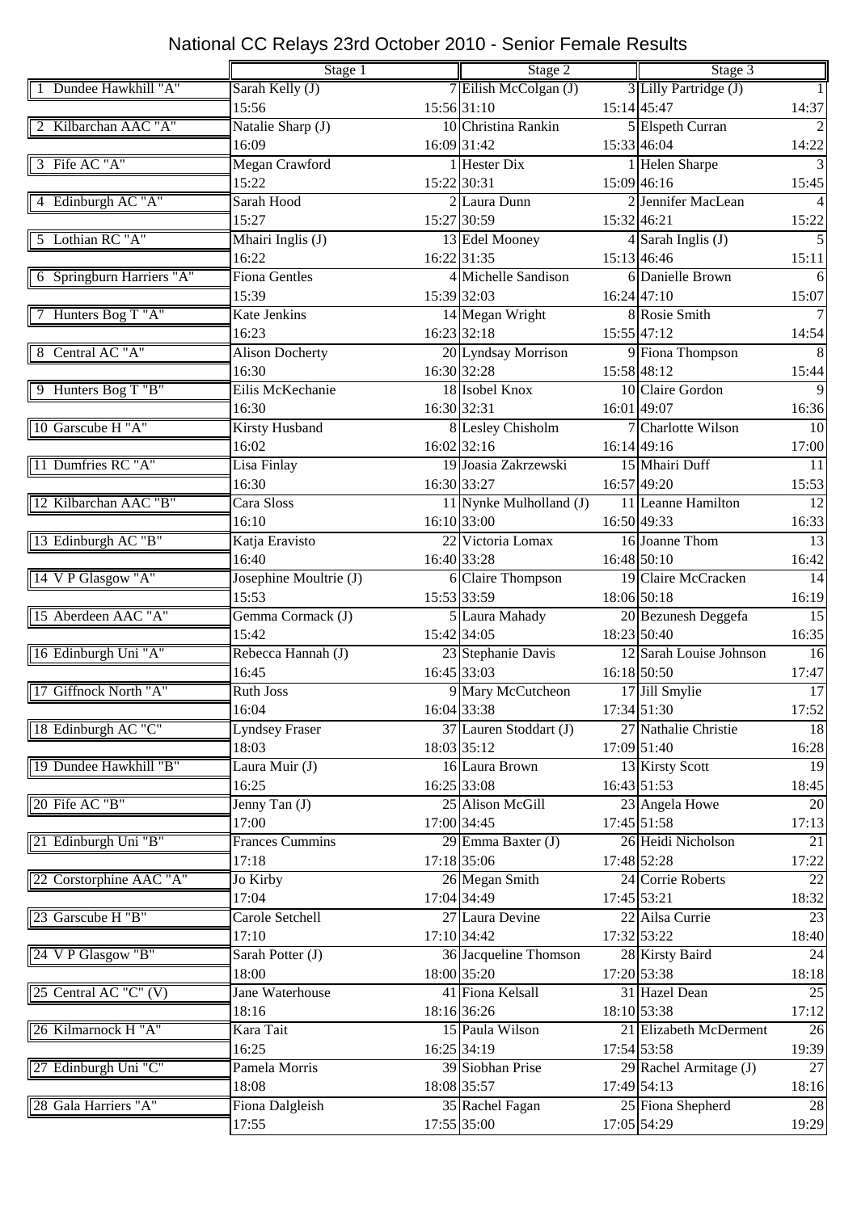# National CC Relays 23rd October 2010 - Senior Female Results

| Team | Stage 1 | | Stage 2 | | Stage 3 | |
|---|---|---|---|---|---|---|
| 1 Dundee Hawkhill "A" | Sarah Kelly (J) | 7 | Eilish McColgan (J) | 3 | Lilly Partridge (J) | 1 |
| | 15:56 | 15:56 | 31:10 | 15:14 | 45:47 | 14:37 |
| 2 Kilbarchan AAC "A" | Natalie Sharp (J) | 10 | Christina Rankin | 5 | Elspeth Curran | 2 |
| | 16:09 | 16:09 | 31:42 | 15:33 | 46:04 | 14:22 |
| 3 Fife AC "A" | Megan Crawford | 1 | Hester Dix | 1 | Helen Sharpe | 3 |
| | 15:22 | 15:22 | 30:31 | 15:09 | 46:16 | 15:45 |
| 4 Edinburgh AC "A" | Sarah Hood | 2 | Laura Dunn | 2 | Jennifer MacLean | 4 |
| | 15:27 | 15:27 | 30:59 | 15:32 | 46:21 | 15:22 |
| 5 Lothian RC "A" | Mhairi Inglis (J) | 13 | Edel Mooney | 4 | Sarah Inglis (J) | 5 |
| | 16:22 | 16:22 | 31:35 | 15:13 | 46:46 | 15:11 |
| 6 Springburn Harriers "A" | Fiona Gentles | 4 | Michelle Sandison | 6 | Danielle Brown | 6 |
| | 15:39 | 15:39 | 32:03 | 16:24 | 47:10 | 15:07 |
| 7 Hunters Bog T "A" | Kate Jenkins | 14 | Megan Wright | 8 | Rosie Smith | 7 |
| | 16:23 | 16:23 | 32:18 | 15:55 | 47:12 | 14:54 |
| 8 Central AC "A" | Alison Docherty | 20 | Lyndsay Morrison | 9 | Fiona Thompson | 8 |
| | 16:30 | 16:30 | 32:28 | 15:58 | 48:12 | 15:44 |
| 9 Hunters Bog T "B" | Eilis McKechanie | 18 | Isobel Knox | 10 | Claire Gordon | 9 |
| | 16:30 | 16:30 | 32:31 | 16:01 | 49:07 | 16:36 |
| 10 Garscube H "A" | Kirsty Husband | 8 | Lesley Chisholm | 7 | Charlotte Wilson | 10 |
| | 16:02 | 16:02 | 32:16 | 16:14 | 49:16 | 17:00 |
| 11 Dumfries RC "A" | Lisa Finlay | 19 | Joasia Zakrzewski | 15 | Mhairi Duff | 11 |
| | 16:30 | 16:30 | 33:27 | 16:57 | 49:20 | 15:53 |
| 12 Kilbarchan AAC "B" | Cara Sloss | 11 | Nynke Mulholland (J) | 11 | Leanne Hamilton | 12 |
| | 16:10 | 16:10 | 33:00 | 16:50 | 49:33 | 16:33 |
| 13 Edinburgh AC "B" | Katja Eravisto | 22 | Victoria Lomax | 16 | Joanne Thom | 13 |
| | 16:40 | 16:40 | 33:28 | 16:48 | 50:10 | 16:42 |
| 14 V P Glasgow "A" | Josephine Moultrie (J) | 6 | Claire Thompson | 19 | Claire McCracken | 14 |
| | 15:53 | 15:53 | 33:59 | 18:06 | 50:18 | 16:19 |
| 15 Aberdeen AAC "A" | Gemma Cormack (J) | 5 | Laura Mahady | 20 | Bezunesh Deggefa | 15 |
| | 15:42 | 15:42 | 34:05 | 18:23 | 50:40 | 16:35 |
| 16 Edinburgh Uni "A" | Rebecca Hannah (J) | 23 | Stephanie Davis | 12 | Sarah Louise Johnson | 16 |
| | 16:45 | 16:45 | 33:03 | 16:18 | 50:50 | 17:47 |
| 17 Giffnock North "A" | Ruth Joss | 9 | Mary McCutcheon | 17 | Jill Smylie | 17 |
| | 16:04 | 16:04 | 33:38 | 17:34 | 51:30 | 17:52 |
| 18 Edinburgh AC "C" | Lyndsey Fraser | 37 | Lauren Stoddart (J) | 27 | Nathalie Christie | 18 |
| | 18:03 | 18:03 | 35:12 | 17:09 | 51:40 | 16:28 |
| 19 Dundee Hawkhill "B" | Laura Muir (J) | 16 | Laura Brown | 13 | Kirsty Scott | 19 |
| | 16:25 | 16:25 | 33:08 | 16:43 | 51:53 | 18:45 |
| 20 Fife AC "B" | Jenny Tan (J) | 25 | Alison McGill | 23 | Angela Howe | 20 |
| | 17:00 | 17:00 | 34:45 | 17:45 | 51:58 | 17:13 |
| 21 Edinburgh Uni "B" | Frances Cummins | 29 | Emma Baxter (J) | 26 | Heidi Nicholson | 21 |
| | 17:18 | 17:18 | 35:06 | 17:48 | 52:28 | 17:22 |
| 22 Corstorphine AAC "A" | Jo Kirby | 26 | Megan Smith | 24 | Corrie Roberts | 22 |
| | 17:04 | 17:04 | 34:49 | 17:45 | 53:21 | 18:32 |
| 23 Garscube H "B" | Carole Setchell | 27 | Laura Devine | 22 | Ailsa Currie | 23 |
| | 17:10 | 17:10 | 34:42 | 17:32 | 53:22 | 18:40 |
| 24 V P Glasgow "B" | Sarah Potter (J) | 36 | Jacqueline Thomson | 28 | Kirsty Baird | 24 |
| | 18:00 | 18:00 | 35:20 | 17:20 | 53:38 | 18:18 |
| 25 Central AC "C" (V) | Jane Waterhouse | 41 | Fiona Kelsall | 31 | Hazel Dean | 25 |
| | 18:16 | 18:16 | 36:26 | 18:10 | 53:38 | 17:12 |
| 26 Kilmarnock H "A" | Kara Tait | 15 | Paula Wilson | 21 | Elizabeth McDerment | 26 |
| | 16:25 | 16:25 | 34:19 | 17:54 | 53:58 | 19:39 |
| 27 Edinburgh Uni "C" | Pamela Morris | 39 | Siobhan Prise | 29 | Rachel Armitage (J) | 27 |
| | 18:08 | 18:08 | 35:57 | 17:49 | 54:13 | 18:16 |
| 28 Gala Harriers "A" | Fiona Dalgleish | 35 | Rachel Fagan | 25 | Fiona Shepherd | 28 |
| | 17:55 | 17:55 | 35:00 | 17:05 | 54:29 | 19:29 |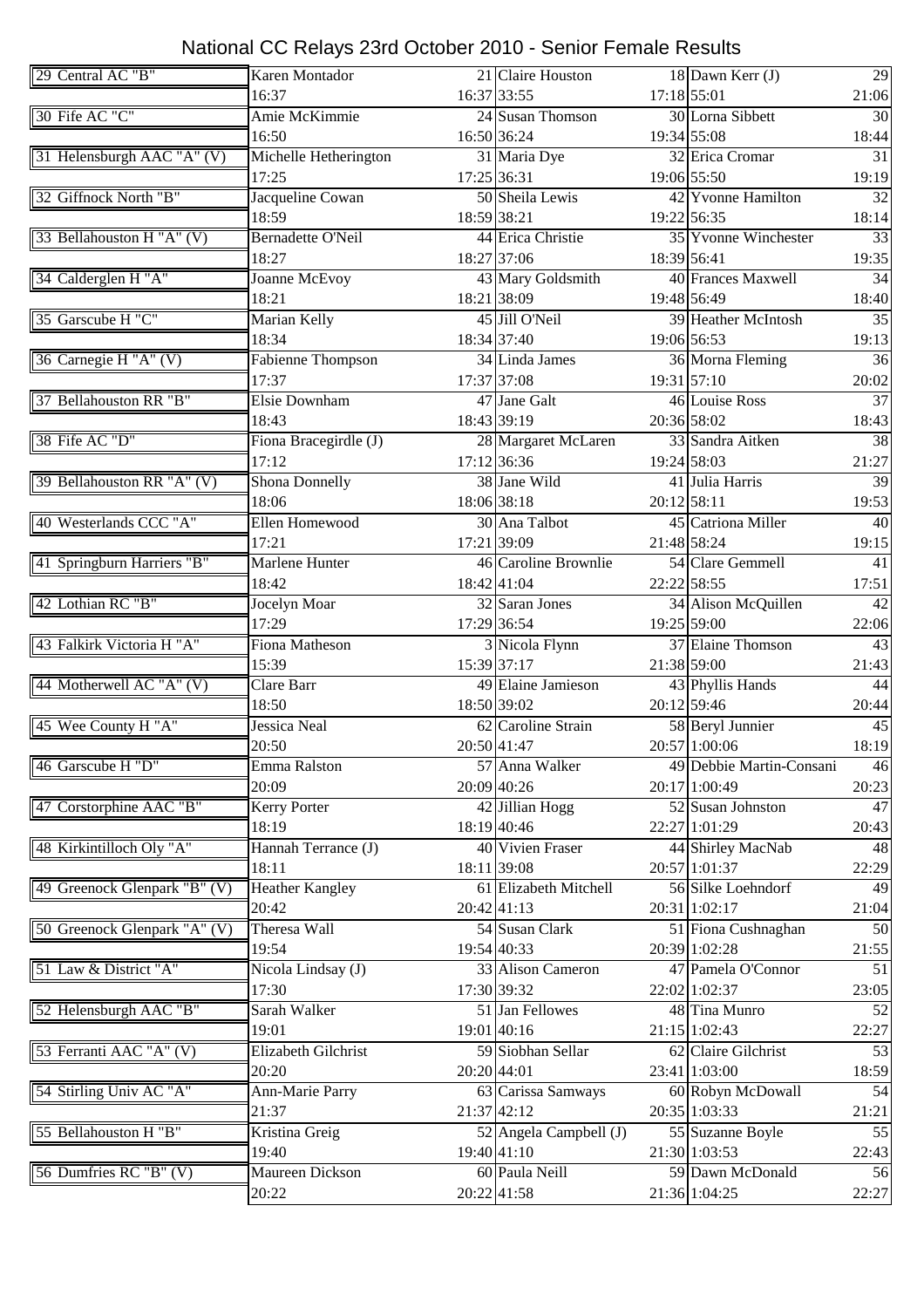# National CC Relays 23rd October 2010 - Senior Female Results

| Team | Leg 1 | | Leg 2 | | Leg 3 | |
|---|---|---|---|---|---|---|
| 29 Central AC "B" | Karen Montador | 21 | Claire Houston | 18 | Dawn Kerr (J) | 29 |
| | 16:37 | 16:37 | 33:55 | 17:18 | 55:01 | 21:06 |
| 30 Fife AC "C" | Amie McKimmie | 24 | Susan Thomson | 30 | Lorna Sibbett | 30 |
| | 16:50 | 16:50 | 36:24 | 19:34 | 55:08 | 18:44 |
| 31 Helensburgh AAC "A" (V) | Michelle Hetherington | 31 | Maria Dye | 32 | Erica Cromar | 31 |
| | 17:25 | 17:25 | 36:31 | 19:06 | 55:50 | 19:19 |
| 32 Giffnock North "B" | Jacqueline Cowan | 50 | Sheila Lewis | 42 | Yvonne Hamilton | 32 |
| | 18:59 | 18:59 | 38:21 | 19:22 | 56:35 | 18:14 |
| 33 Bellahouston H "A" (V) | Bernadette O'Neil | 44 | Erica Christie | 35 | Yvonne Winchester | 33 |
| | 18:27 | 18:27 | 37:06 | 18:39 | 56:41 | 19:35 |
| 34 Calderglen H "A" | Joanne McEvoy | 43 | Mary Goldsmith | 40 | Frances Maxwell | 34 |
| | 18:21 | 18:21 | 38:09 | 19:48 | 56:49 | 18:40 |
| 35 Garscube H "C" | Marian Kelly | 45 | Jill O'Neil | 39 | Heather McIntosh | 35 |
| | 18:34 | 18:34 | 37:40 | 19:06 | 56:53 | 19:13 |
| 36 Carnegie H "A" (V) | Fabienne Thompson | 34 | Linda James | 36 | Morna Fleming | 36 |
| | 17:37 | 17:37 | 37:08 | 19:31 | 57:10 | 20:02 |
| 37 Bellahouston RR "B" | Elsie Downham | 47 | Jane Galt | 46 | Louise Ross | 37 |
| | 18:43 | 18:43 | 39:19 | 20:36 | 58:02 | 18:43 |
| 38 Fife AC "D" | Fiona Bracegirdle (J) | 28 | Margaret McLaren | 33 | Sandra Aitken | 38 |
| | 17:12 | 17:12 | 36:36 | 19:24 | 58:03 | 21:27 |
| 39 Bellahouston RR "A" (V) | Shona Donnelly | 38 | Jane Wild | 41 | Julia Harris | 39 |
| | 18:06 | 18:06 | 38:18 | 20:12 | 58:11 | 19:53 |
| 40 Westerlands CCC "A" | Ellen Homewood | 30 | Ana Talbot | 45 | Catriona Miller | 40 |
| | 17:21 | 17:21 | 39:09 | 21:48 | 58:24 | 19:15 |
| 41 Springburn Harriers "B" | Marlene Hunter | 46 | Caroline Brownlie | 54 | Clare Gemmell | 41 |
| | 18:42 | 18:42 | 41:04 | 22:22 | 58:55 | 17:51 |
| 42 Lothian RC "B" | Jocelyn Moar | 32 | Saran Jones | 34 | Alison McQuillen | 42 |
| | 17:29 | 17:29 | 36:54 | 19:25 | 59:00 | 22:06 |
| 43 Falkirk Victoria H "A" | Fiona Matheson | 3 | Nicola Flynn | 37 | Elaine Thomson | 43 |
| | 15:39 | 15:39 | 37:17 | 21:38 | 59:00 | 21:43 |
| 44 Motherwell AC "A" (V) | Clare Barr | 49 | Elaine Jamieson | 43 | Phyllis Hands | 44 |
| | 18:50 | 18:50 | 39:02 | 20:12 | 59:46 | 20:44 |
| 45 Wee County H "A" | Jessica Neal | 62 | Caroline Strain | 58 | Beryl Junnier | 45 |
| | 20:50 | 20:50 | 41:47 | 20:57 | 1:00:06 | 18:19 |
| 46 Garscube H "D" | Emma Ralston | 57 | Anna Walker | 49 | Debbie Martin-Consani | 46 |
| | 20:09 | 20:09 | 40:26 | 20:17 | 1:00:49 | 20:23 |
| 47 Corstorphine AAC "B" | Kerry Porter | 42 | Jillian Hogg | 52 | Susan Johnston | 47 |
| | 18:19 | 18:19 | 40:46 | 22:27 | 1:01:29 | 20:43 |
| 48 Kirkintilloch Oly "A" | Hannah Terrance (J) | 40 | Vivien Fraser | 44 | Shirley MacNab | 48 |
| | 18:11 | 18:11 | 39:08 | 20:57 | 1:01:37 | 22:29 |
| 49 Greenock Glenpark "B" (V) | Heather Kangley | 61 | Elizabeth Mitchell | 56 | Silke Loehndorf | 49 |
| | 20:42 | 20:42 | 41:13 | 20:31 | 1:02:17 | 21:04 |
| 50 Greenock Glenpark "A" (V) | Theresa Wall | 54 | Susan Clark | 51 | Fiona Cushnaghan | 50 |
| | 19:54 | 19:54 | 40:33 | 20:39 | 1:02:28 | 21:55 |
| 51 Law & District "A" | Nicola Lindsay (J) | 33 | Alison Cameron | 47 | Pamela O'Connor | 51 |
| | 17:30 | 17:30 | 39:32 | 22:02 | 1:02:37 | 23:05 |
| 52 Helensburgh AAC "B" | Sarah Walker | 51 | Jan Fellowes | 48 | Tina Munro | 52 |
| | 19:01 | 19:01 | 40:16 | 21:15 | 1:02:43 | 22:27 |
| 53 Ferranti AAC "A" (V) | Elizabeth Gilchrist | 59 | Siobhan Sellar | 62 | Claire Gilchrist | 53 |
| | 20:20 | 20:20 | 44:01 | 23:41 | 1:03:00 | 18:59 |
| 54 Stirling Univ AC "A" | Ann-Marie Parry | 63 | Carissa Samways | 60 | Robyn McDowall | 54 |
| | 21:37 | 21:37 | 42:12 | 20:35 | 1:03:33 | 21:21 |
| 55 Bellahouston H "B" | Kristina Greig | 52 | Angela Campbell (J) | 55 | Suzanne Boyle | 55 |
| | 19:40 | 19:40 | 41:10 | 21:30 | 1:03:53 | 22:43 |
| 56 Dumfries RC "B" (V) | Maureen Dickson | 60 | Paula Neill | 59 | Dawn McDonald | 56 |
| | 20:22 | 20:22 | 41:58 | 21:36 | 1:04:25 | 22:27 |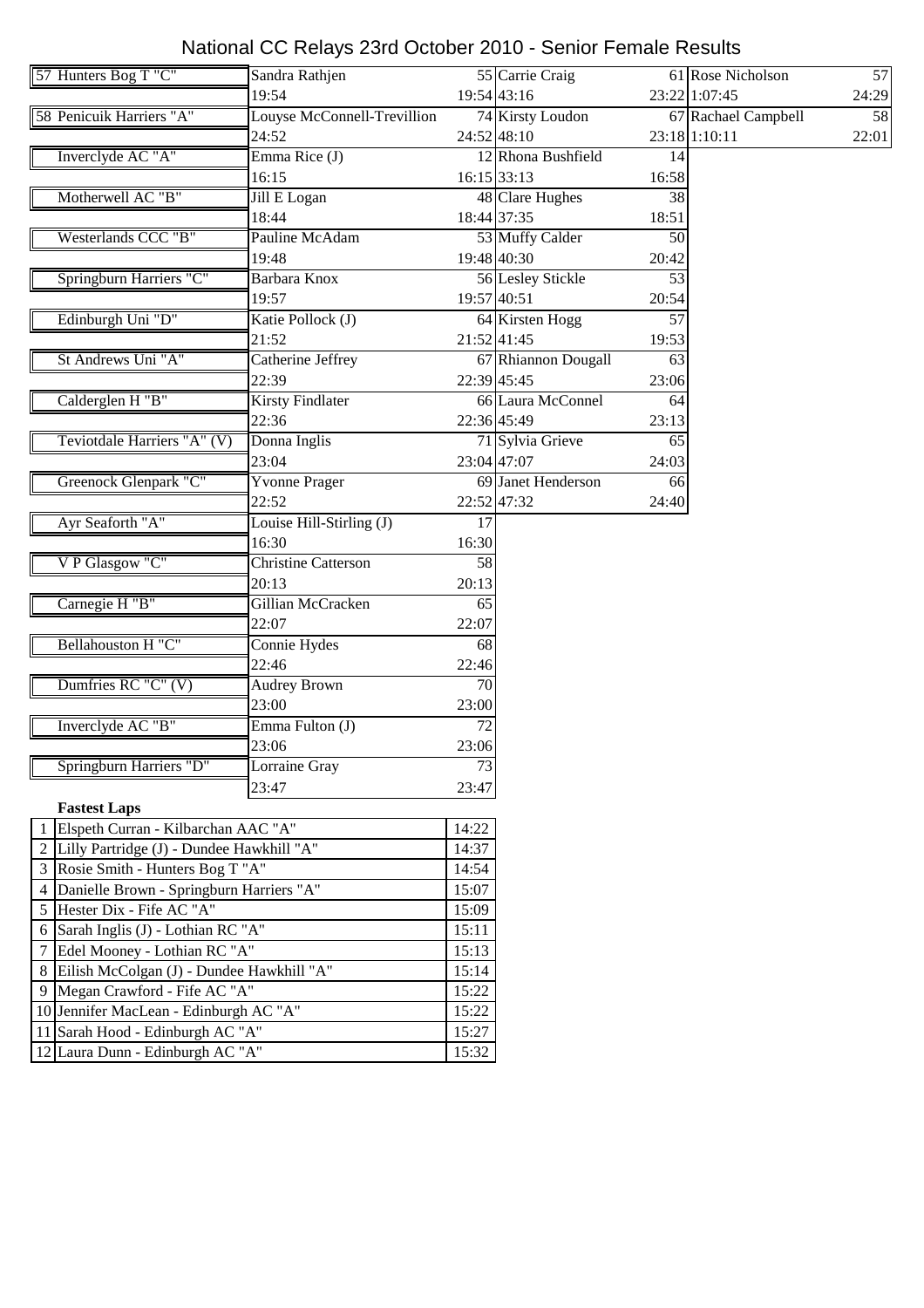# National CC Relays 23rd October 2010 - Senior Female Results

| Team | Leg 1 | Pos | Leg 2 | Pos | Leg 3 | Pos |
|---|---|---|---|---|---|---|
| 57 Hunters Bog T "C" | Sandra Rathjen | 55 | Carrie Craig | 61 | Rose Nicholson | 57 |
| | 19:54 | 19:54 | 43:16 | 23:22 | 1:07:45 | 24:29 |
| 58 Penicuik Harriers "A" | Louyse McConnell-Trevillion | 74 | Kirsty Loudon | 67 | Rachael Campbell | 58 |
| | 24:52 | 24:52 | 48:10 | 23:18 | 1:10:11 | 22:01 |
| Inverclyde AC "A" | Emma Rice (J) | 12 | Rhona Bushfield | 14 | | |
| | 16:15 | 16:15 | 33:13 | 16:58 | | |
| Motherwell AC "B" | Jill E Logan | 48 | Clare Hughes | 38 | | |
| | 18:44 | 18:44 | 37:35 | 18:51 | | |
| Westerlands CCC "B" | Pauline McAdam | 53 | Muffy Calder | 50 | | |
| | 19:48 | 19:48 | 40:30 | 20:42 | | |
| Springburn Harriers "C" | Barbara Knox | 56 | Lesley Stickle | 53 | | |
| | 19:57 | 19:57 | 40:51 | 20:54 | | |
| Edinburgh Uni "D" | Katie Pollock (J) | 64 | Kirsten Hogg | 57 | | |
| | 21:52 | 21:52 | 41:45 | 19:53 | | |
| St Andrews Uni "A" | Catherine Jeffrey | 67 | Rhiannon Dougall | 63 | | |
| | 22:39 | 22:39 | 45:45 | 23:06 | | |
| Calderglen H "B" | Kirsty Findlater | 66 | Laura McConnel | 64 | | |
| | 22:36 | 22:36 | 45:49 | 23:13 | | |
| Teviotdale Harriers "A" (V) | Donna Inglis | 71 | Sylvia Grieve | 65 | | |
| | 23:04 | 23:04 | 47:07 | 24:03 | | |
| Greenock Glenpark "C" | Yvonne Prager | 69 | Janet Henderson | 66 | | |
| | 22:52 | 22:52 | 47:32 | 24:40 | | |
| Ayr Seaforth "A" | Louise Hill-Stirling (J) | 17 | | | | |
| | 16:30 | 16:30 | | | | |
| V P Glasgow "C" | Christine Catterson | 58 | | | | |
| | 20:13 | 20:13 | | | | |
| Carnegie H "B" | Gillian McCracken | 65 | | | | |
| | 22:07 | 22:07 | | | | |
| Bellahouston H "C" | Connie Hydes | 68 | | | | |
| | 22:46 | 22:46 | | | | |
| Dumfries RC "C" (V) | Audrey Brown | 70 | | | | |
| | 23:00 | 23:00 | | | | |
| Inverclyde AC "B" | Emma Fulton (J) | 72 | | | | |
| | 23:06 | 23:06 | | | | |
| Springburn Harriers "D" | Lorraine Gray | 73 | | | | |
| | 23:47 | 23:47 | | | | |

**Fastest Laps**

| | Name | Time |
|---|---|---|
| 1 | Elspeth Curran - Kilbarchan AAC "A" | 14:22 |
| 2 | Lilly Partridge (J) - Dundee Hawkhill "A" | 14:37 |
| 3 | Rosie Smith - Hunters Bog T "A" | 14:54 |
| 4 | Danielle Brown - Springburn Harriers "A" | 15:07 |
| 5 | Hester Dix - Fife AC "A" | 15:09 |
| 6 | Sarah Inglis (J) - Lothian RC "A" | 15:11 |
| 7 | Edel Mooney - Lothian RC "A" | 15:13 |
| 8 | Eilish McColgan (J) - Dundee Hawkhill "A" | 15:14 |
| 9 | Megan Crawford - Fife AC "A" | 15:22 |
| 10 | Jennifer MacLean - Edinburgh AC "A" | 15:22 |
| 11 | Sarah Hood - Edinburgh AC "A" | 15:27 |
| 12 | Laura Dunn - Edinburgh AC "A" | 15:32 |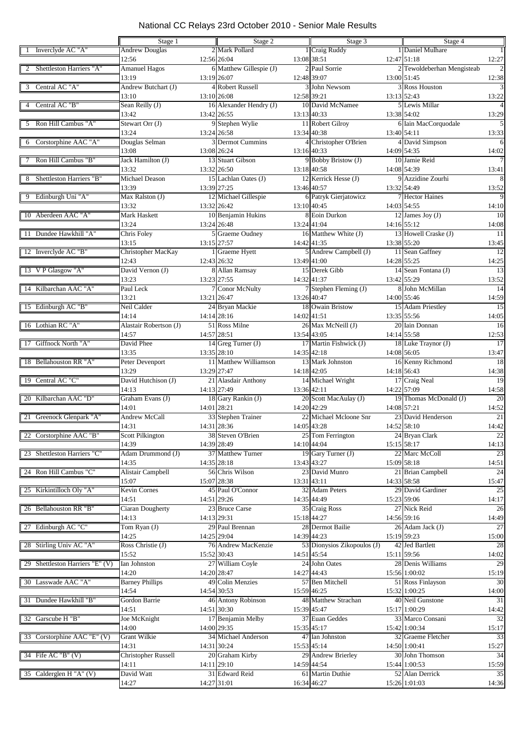# National CC Relays 23rd October 2010 - Senior Male Results

| Team | Stage 1 | | Stage 2 | | Stage 3 | | Stage 4 | |
|---|---|---|---|---|---|---|---|---|
| 1 Inverclyde AC "A" | Andrew Douglas | 2 | Mark Pollard | 1 | Craig Ruddy | 1 | Daniel Mulhare | 1 |
| | 12:56 | 12:56 | 26:04 | 13:08 | 38:51 | 12:47 | 51:18 | 12:27 |
| 2 Shettleston Harriers "A" | Amanuel Hagos | 6 | Matthew Gillespie (J) | 2 | Paul Sorrie | 2 | Tewoldeberhan Mengisteab | 2 |
| | 13:19 | 13:19 | 26:07 | 12:48 | 39:07 | 13:00 | 51:45 | 12:38 |
| 3 Central AC "A" | Andrew Butchart (J) | 4 | Robert Russell | 3 | John Newsom | 3 | Ross Houston | 3 |
| | 13:10 | 13:10 | 26:08 | 12:58 | 39:21 | 13:13 | 52:43 | 13:22 |
| 4 Central AC "B" | Sean Reilly (J) | 16 | Alexander Hendry (J) | 10 | David McNamee | 5 | Lewis Millar | 4 |
| | 13:42 | 13:42 | 26:55 | 13:13 | 40:33 | 13:38 | 54:02 | 13:29 |
| 5 Ron Hill Cambus "A" | Stewart Orr (J) | 9 | Stephen Wylie | 11 | Robert Gilroy | 6 | Iain MacCorquodale | 5 |
| | 13:24 | 13:24 | 26:58 | 13:34 | 40:38 | 13:40 | 54:11 | 13:33 |
| 6 Corstorphine AAC "A" | Douglas Selman | 3 | Dermot Cummins | 4 | Christopher O'Brien | 4 | David Simpson | 6 |
| | 13:08 | 13:08 | 26:24 | 13:16 | 40:33 | 14:09 | 54:35 | 14:02 |
| 7 Ron Hill Cambus "B" | Jack Hamilton (J) | 13 | Stuart Gibson | 9 | Bobby Bristow (J) | 10 | Jamie Reid | 7 |
| | 13:32 | 13:32 | 26:50 | 13:18 | 40:58 | 14:08 | 54:39 | 13:41 |
| 8 Shettleston Harriers "B" | Michael Deason | 15 | Lachlan Oates (J) | 12 | Kerrick Hesse (J) | 9 | Azzidine Zourhi | 8 |
| | 13:39 | 13:39 | 27:25 | 13:46 | 40:57 | 13:32 | 54:49 | 13:52 |
| 9 Edinburgh Uni "A" | Max Ralston (J) | 12 | Michael Gillespie | 6 | Patryk Gierjatowicz | 7 | Hector Haines | 9 |
| | 13:32 | 13:32 | 26:42 | 13:10 | 40:45 | 14:03 | 54:55 | 14:10 |
| 10 Aberdeen AAC "A" | Mark Haskett | 10 | Benjamin Hukins | 8 | Eoin Durkon | 12 | James Joy (J) | 10 |
| | 13:24 | 13:24 | 26:48 | 13:24 | 41:04 | 14:16 | 55:12 | 14:08 |
| 11 Dundee Hawkhill "A" | Chris Foley | 5 | Graeme Oudney | 16 | Matthew White (J) | 13 | Howell Craske (J) | 11 |
| | 13:15 | 13:15 | 27:57 | 14:42 | 41:35 | 13:38 | 55:20 | 13:45 |
| 12 Inverclyde AC "B" | Christopher MacKay | 1 | Graeme Hyett | 5 | Andrew Campbell (J) | 11 | Sean Gaffney | 12 |
| | 12:43 | 12:43 | 26:32 | 13:49 | 41:00 | 14:28 | 55:25 | 14:25 |
| 13 V P Glasgow "A" | David Vernon (J) | 8 | Allan Ramsay | 15 | Derek Gibb | 14 | Sean Fontana (J) | 13 |
| | 13:23 | 13:23 | 27:55 | 14:32 | 41:37 | 13:42 | 55:29 | 13:52 |
| 14 Kilbarchan AAC "A" | Paul Leck | 7 | Conor McNulty | 7 | Stephen Fleming (J) | 8 | John McMillan | 14 |
| | 13:21 | 13:21 | 26:47 | 13:26 | 40:47 | 14:00 | 55:46 | 14:59 |
| 15 Edinburgh AC "B" | Neil Calder | 24 | Bryan Mackie | 18 | Owain Bristow | 15 | Adam Priestley | 15 |
| | 14:14 | 14:14 | 28:16 | 14:02 | 41:51 | 13:35 | 55:56 | 14:05 |
| 16 Lothian RC "A" | Alastair Robertson (J) | 51 | Ross Milne | 26 | Max McNeill (J) | 20 | Iain Donnan | 16 |
| | 14:57 | 14:57 | 28:51 | 13:54 | 43:05 | 14:14 | 55:58 | 12:53 |
| 17 Giffnock North "A" | David Phee | 14 | Greg Turner (J) | 17 | Martin Fishwick (J) | 18 | Luke Traynor (J) | 17 |
| | 13:35 | 13:35 | 28:10 | 14:35 | 42:18 | 14:08 | 56:05 | 13:47 |
| 18 Bellahouston RR "A" | Peter Devenport | 11 | Matthew Williamson | 13 | Mark Johnston | 16 | Kenny Richmond | 18 |
| | 13:29 | 13:29 | 27:47 | 14:18 | 42:05 | 14:18 | 56:43 | 14:38 |
| 19 Central AC "C" | David Hutchison (J) | 21 | Alasdair Anthony | 14 | Michael Wright | 17 | Craig Neal | 19 |
| | 14:13 | 14:13 | 27:49 | 13:36 | 42:11 | 14:22 | 57:09 | 14:58 |
| 20 Kilbarchan AAC "D" | Graham Evans (J) | 18 | Gary Rankin (J) | 20 | Scott MacAulay (J) | 19 | Thomas McDonald (J) | 20 |
| | 14:01 | 14:01 | 28:21 | 14:20 | 42:29 | 14:08 | 57:21 | 14:52 |
| 21 Greenock Glenpark "A" | Andrew McCall | 33 | Stephen Trainer | 22 | Michael Mcloone Snr | 23 | David Henderson | 21 |
| | 14:31 | 14:31 | 28:36 | 14:05 | 43:28 | 14:52 | 58:10 | 14:42 |
| 22 Corstorphine AAC "B" | Scott Pilkington | 38 | Steven O'Brien | 25 | Tom Ferrington | 24 | Bryan Clark | 22 |
| | 14:39 | 14:39 | 28:49 | 14:10 | 44:04 | 15:15 | 58:17 | 14:13 |
| 23 Shettleston Harriers "C" | Adam Drummond (J) | 37 | Matthew Turner | 19 | Gary Turner (J) | 22 | Marc McColl | 23 |
| | 14:35 | 14:35 | 28:18 | 13:43 | 43:27 | 15:09 | 58:18 | 14:51 |
| 24 Ron Hill Cambus "C" | Alistair Campbell | 56 | Chris Wilson | 23 | David Munro | 21 | Brian Campbell | 24 |
| | 15:07 | 15:07 | 28:38 | 13:31 | 43:11 | 14:33 | 58:58 | 15:47 |
| 25 Kirkintilloch Oly "A" | Kevin Cornes | 45 | Paul O'Connor | 32 | Adam Peters | 29 | David Gardiner | 25 |
| | 14:51 | 14:51 | 29:26 | 14:35 | 44:49 | 15:23 | 59:06 | 14:17 |
| 26 Bellahouston RR "B" | Ciaran Dougherty | 23 | Bruce Carse | 35 | Craig Ross | 27 | Nick Reid | 26 |
| | 14:13 | 14:13 | 29:31 | 15:18 | 44:27 | 14:56 | 59:16 | 14:49 |
| 27 Edinburgh AC "C" | Tom Ryan (J) | 29 | Paul Brennan | 28 | Dermot Bailie | 26 | Adam Jack (J) | 27 |
| | 14:25 | 14:25 | 29:04 | 14:39 | 44:23 | 15:19 | 59:23 | 15:00 |
| 28 Stirling Univ AC "A" | Ross Christie (J) | 76 | Andrew MacKenzie | 53 | Dionysios Zikopoulos (J) | 42 | Jed Bartlett | 28 |
| | 15:52 | 15:52 | 30:43 | 14:51 | 45:54 | 15:11 | 59:56 | 14:02 |
| 29 Shettleston Harriers "E" (V) | Ian Johnston | 27 | William Coyle | 24 | John Oates | 28 | Denis Williams | 29 |
| | 14:20 | 14:20 | 28:47 | 14:27 | 44:43 | 15:56 | 1:00:02 | 15:19 |
| 30 Lasswade AAC "A" | Barney Phillips | 49 | Colin Menzies | 57 | Ben Mitchell | 51 | Ross Finlayson | 30 |
| | 14:54 | 14:54 | 30:53 | 15:59 | 46:25 | 15:32 | 1:00:25 | 14:00 |
| 31 Dundee Hawkhill "B" | Gordon Barrie | 46 | Antony Robinson | 48 | Matthew Strachan | 40 | Neil Gunstone | 31 |
| | 14:51 | 14:51 | 30:30 | 15:39 | 45:47 | 15:17 | 1:00:29 | 14:42 |
| 32 Garscube H "B" | Joe McKnight | 17 | Benjamin Melby | 37 | Euan Geddes | 33 | Marco Consani | 32 |
| | 14:00 | 14:00 | 29:35 | 15:35 | 45:17 | 15:42 | 1:00:34 | 15:17 |
| 33 Corstorphine AAC "E" (V) | Grant Wilkie | 34 | Michael Anderson | 47 | Ian Johnston | 32 | Graeme Fletcher | 33 |
| | 14:31 | 14:31 | 30:24 | 15:53 | 45:14 | 14:50 | 1:00:41 | 15:27 |
| 34 Fife AC "B" (V) | Christopher Russell | 20 | Graham Kirby | 29 | Andrew Brierley | 30 | John Thomson | 34 |
| | 14:11 | 14:11 | 29:10 | 14:59 | 44:54 | 15:44 | 1:00:53 | 15:59 |
| 35 Calderglen H "A" (V) | David Watt | 31 | Edward Reid | 61 | Martin Duthie | 52 | Alan Derrick | 35 |
| | 14:27 | 14:27 | 31:01 | 16:34 | 46:27 | 15:26 | 1:01:03 | 14:36 |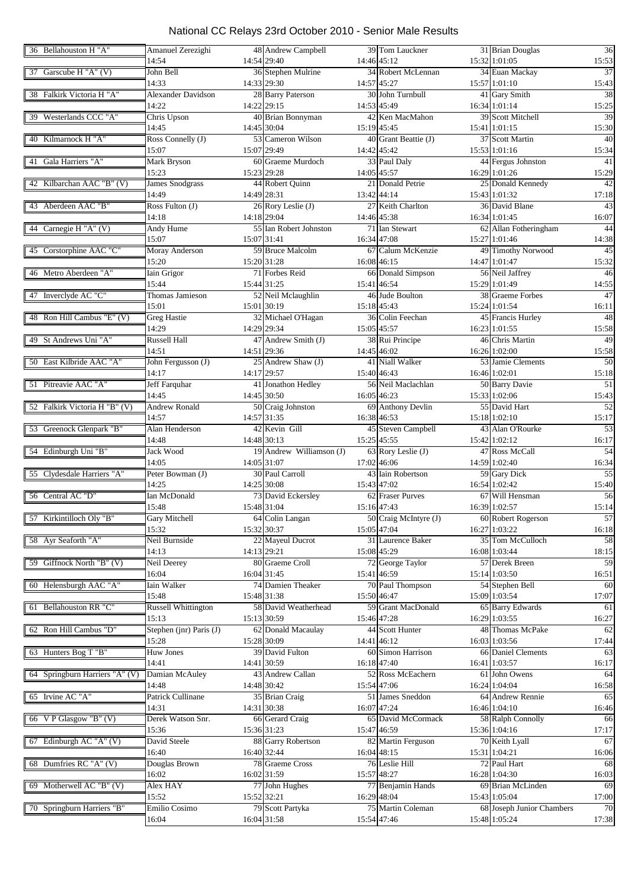# National CC Relays 23rd October 2010 - Senior Male Results

| Team | Leg 1 | | Leg 2 | | Leg 3 | | Leg 4 | |
|---|---|---|---|---|---|---|---|---|
| 36 Bellahouston H "A" | Amanuel Zerezighi | 48 | Andrew Campbell | 39 | Tom Lauckner | 31 | Brian Douglas | 36 |
| | 14:54 | 14:54 | 29:40 | 14:46 | 45:12 | 15:32 | 1:01:05 | 15:53 |
| 37 Garscube H "A" (V) | John Bell | 36 | Stephen Mulrine | 34 | Robert McLennan | 34 | Euan Mackay | 37 |
| | 14:33 | 14:33 | 29:30 | 14:57 | 45:27 | 15:57 | 1:01:10 | 15:43 |
| 38 Falkirk Victoria H "A" | Alexander Davidson | 28 | Barry Paterson | 30 | John Turnbull | 41 | Gary Smith | 38 |
| | 14:22 | 14:22 | 29:15 | 14:53 | 45:49 | 16:34 | 1:01:14 | 15:25 |
| 39 Westerlands CCC "A" | Chris Upson | 40 | Brian Bonnyman | 42 | Ken MacMahon | 39 | Scott Mitchell | 39 |
| | 14:45 | 14:45 | 30:04 | 15:19 | 45:45 | 15:41 | 1:01:15 | 15:30 |
| 40 Kilmarnock H "A" | Ross Connelly (J) | 53 | Cameron Wilson | 40 | Grant Beattie (J) | 37 | Scott Martin | 40 |
| | 15:07 | 15:07 | 29:49 | 14:42 | 45:42 | 15:53 | 1:01:16 | 15:34 |
| 41 Gala Harriers "A" | Mark Bryson | 60 | Graeme Murdoch | 33 | Paul Daly | 44 | Fergus Johnston | 41 |
| | 15:23 | 15:23 | 29:28 | 14:05 | 45:57 | 16:29 | 1:01:26 | 15:29 |
| 42 Kilbarchan AAC "B" (V) | James Snodgrass | 44 | Robert Quinn | 21 | Donald Petrie | 25 | Donald Kennedy | 42 |
| | 14:49 | 14:49 | 28:31 | 13:42 | 44:14 | 15:43 | 1:01:32 | 17:18 |
| 43 Aberdeen AAC "B" | Ross Fulton (J) | 26 | Rory Leslie (J) | 27 | Keith Charlton | 36 | David Blane | 43 |
| | 14:18 | 14:18 | 29:04 | 14:46 | 45:38 | 16:34 | 1:01:45 | 16:07 |
| 44 Carnegie H "A" (V) | Andy Hume | 55 | Ian Robert Johnston | 71 | Ian Stewart | 62 | Allan Fotheringham | 44 |
| | 15:07 | 15:07 | 31:41 | 16:34 | 47:08 | 15:27 | 1:01:46 | 14:38 |
| 45 Corstorphine AAC "C" | Moray Anderson | 59 | Bruce Malcolm | 67 | Calum McKenzie | 49 | Timothy Norwood | 45 |
| | 15:20 | 15:20 | 31:28 | 16:08 | 46:15 | 14:47 | 1:01:47 | 15:32 |
| 46 Metro Aberdeen "A" | Iain Grigor | 71 | Forbes Reid | 66 | Donald Simpson | 56 | Neil Jaffrey | 46 |
| | 15:44 | 15:44 | 31:25 | 15:41 | 46:54 | 15:29 | 1:01:49 | 14:55 |
| 47 Inverclyde AC "C" | Thomas Jamieson | 52 | Neil Mclaughlin | 46 | Jude Boulton | 38 | Graeme Forbes | 47 |
| | 15:01 | 15:01 | 30:19 | 15:18 | 45:43 | 15:24 | 1:01:54 | 16:11 |
| 48 Ron Hill Cambus "E" (V) | Greg Hastie | 32 | Michael O'Hagan | 36 | Colin Feechan | 45 | Francis Hurley | 48 |
| | 14:29 | 14:29 | 29:34 | 15:05 | 45:57 | 16:23 | 1:01:55 | 15:58 |
| 49 St Andrews Uni "A" | Russell Hall | 47 | Andrew Smith (J) | 38 | Rui Principe | 46 | Chris Martin | 49 |
| | 14:51 | 14:51 | 29:36 | 14:45 | 46:02 | 16:26 | 1:02:00 | 15:58 |
| 50 East Kilbride AAC "A" | John Fergusson (J) | 25 | Andrew Shaw (J) | 41 | Niall Walker | 53 | Jamie Clements | 50 |
| | 14:17 | 14:17 | 29:57 | 15:40 | 46:43 | 16:46 | 1:02:01 | 15:18 |
| 51 Pitreavie AAC "A" | Jeff Farquhar | 41 | Jonathon Hedley | 56 | Neil Maclachlan | 50 | Barry Davie | 51 |
| | 14:45 | 14:45 | 30:50 | 16:05 | 46:23 | 15:33 | 1:02:06 | 15:43 |
| 52 Falkirk Victoria H "B" (V) | Andrew Ronald | 50 | Craig Johnston | 69 | Anthony Devlin | 55 | David Hart | 52 |
| | 14:57 | 14:57 | 31:35 | 16:38 | 46:53 | 15:18 | 1:02:10 | 15:17 |
| 53 Greenock Glenpark "B" | Alan Henderson | 42 | Kevin Gill | 45 | Steven Campbell | 43 | Alan O'Rourke | 53 |
| | 14:48 | 14:48 | 30:13 | 15:25 | 45:55 | 15:42 | 1:02:12 | 16:17 |
| 54 Edinburgh Uni "B" | Jack Wood | 19 | Andrew Williamson (J) | 63 | Rory Leslie (J) | 47 | Ross McCall | 54 |
| | 14:05 | 14:05 | 31:07 | 17:02 | 46:06 | 14:59 | 1:02:40 | 16:34 |
| 55 Clydesdale Harriers "A" | Peter Bowman (J) | 30 | Paul Carroll | 43 | Iain Robertson | 59 | Gary Dick | 55 |
| | 14:25 | 14:25 | 30:08 | 15:43 | 47:02 | 16:54 | 1:02:42 | 15:40 |
| 56 Central AC "D" | Ian McDonald | 73 | David Eckersley | 62 | Fraser Purves | 67 | Will Hensman | 56 |
| | 15:48 | 15:48 | 31:04 | 15:16 | 47:43 | 16:39 | 1:02:57 | 15:14 |
| 57 Kirkintilloch Oly "B" | Gary Mitchell | 64 | Colin Langan | 50 | Craig McIntyre (J) | 60 | Robert Rogerson | 57 |
| | 15:32 | 15:32 | 30:37 | 15:05 | 47:04 | 16:27 | 1:03:22 | 16:18 |
| 58 Ayr Seaforth "A" | Neil Burnside | 22 | Mayeul Ducrot | 31 | Laurence Baker | 35 | Tom McCulloch | 58 |
| | 14:13 | 14:13 | 29:21 | 15:08 | 45:29 | 16:08 | 1:03:44 | 18:15 |
| 59 Giffnock North "B" (V) | Neil Deerey | 80 | Graeme Croll | 72 | George Taylor | 57 | Derek Breen | 59 |
| | 16:04 | 16:04 | 31:45 | 15:41 | 46:59 | 15:14 | 1:03:50 | 16:51 |
| 60 Helensburgh AAC "A" | Iain Walker | 74 | Damien Theaker | 70 | Paul Thompson | 54 | Stephen Bell | 60 |
| | 15:48 | 15:48 | 31:38 | 15:50 | 46:47 | 15:09 | 1:03:54 | 17:07 |
| 61 Bellahouston RR "C" | Russell Whittington | 58 | David Weatherhead | 59 | Grant MacDonald | 65 | Barry Edwards | 61 |
| | 15:13 | 15:13 | 30:59 | 15:46 | 47:28 | 16:29 | 1:03:55 | 16:27 |
| 62 Ron Hill Cambus "D" | Stephen (jnr) Paris (J) | 62 | Donald Macaulay | 44 | Scott Hunter | 48 | Thomas McPake | 62 |
| | 15:28 | 15:28 | 30:09 | 14:41 | 46:12 | 16:03 | 1:03:56 | 17:44 |
| 63 Hunters Bog T "B" | Huw Jones | 39 | David Fulton | 60 | Simon Harrison | 66 | Daniel Clements | 63 |
| | 14:41 | 14:41 | 30:59 | 16:18 | 47:40 | 16:41 | 1:03:57 | 16:17 |
| 64 Springburn Harriers "A" (V) | Damian McAuley | 43 | Andrew Callan | 52 | Ross McEachern | 61 | John Owens | 64 |
| | 14:48 | 14:48 | 30:42 | 15:54 | 47:06 | 16:24 | 1:04:04 | 16:58 |
| 65 Irvine AC "A" | Patrick Cullinane | 35 | Brian Craig | 51 | James Sneddon | 64 | Andrew Rennie | 65 |
| | 14:31 | 14:31 | 30:38 | 16:07 | 47:24 | 16:46 | 1:04:10 | 16:46 |
| 66 V P Glasgow "B" (V) | Derek Watson Snr. | 66 | Gerard Craig | 65 | David McCormack | 58 | Ralph Connolly | 66 |
| | 15:36 | 15:36 | 31:23 | 15:47 | 46:59 | 15:36 | 1:04:16 | 17:17 |
| 67 Edinburgh AC "A" (V) | David Steele | 88 | Garry Robertson | 82 | Martin Ferguson | 70 | Keith Lyall | 67 |
| | 16:40 | 16:40 | 32:44 | 16:04 | 48:15 | 15:31 | 1:04:21 | 16:06 |
| 68 Dumfries RC "A" (V) | Douglas Brown | 78 | Graeme Cross | 76 | Leslie Hill | 72 | Paul Hart | 68 |
| | 16:02 | 16:02 | 31:59 | 15:57 | 48:27 | 16:28 | 1:04:30 | 16:03 |
| 69 Motherwell AC "B" (V) | Alex HAY | 77 | John Hughes | 77 | Benjamin Hands | 69 | Brian McLinden | 69 |
| | 15:52 | 15:52 | 32:21 | 16:29 | 48:04 | 15:43 | 1:05:04 | 17:00 |
| 70 Springburn Harriers "B" | Emilio Cosimo | 79 | Scott Partyka | 75 | Martin Coleman | 68 | Joseph Junior Chambers | 70 |
| | 16:04 | 16:04 | 31:58 | 15:54 | 47:46 | 15:48 | 1:05:24 | 17:38 |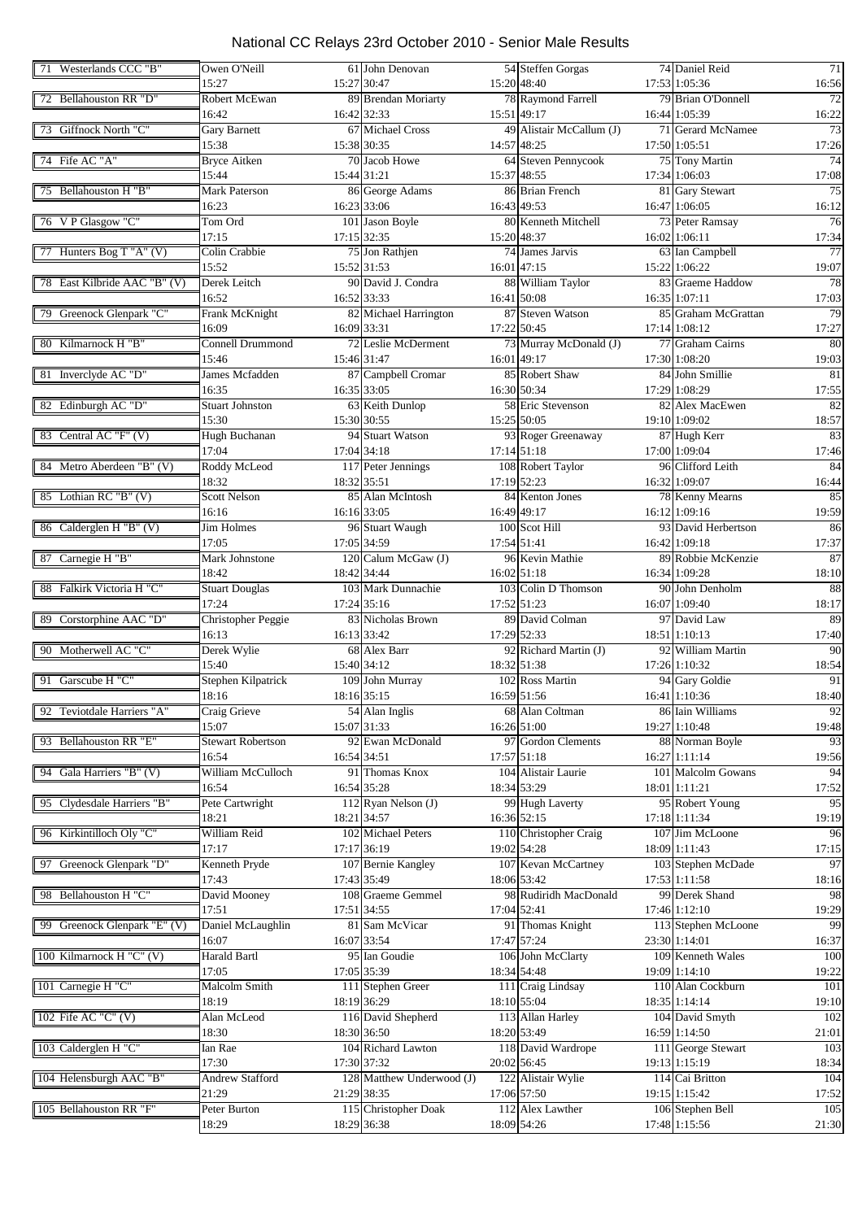# National CC Relays 23rd October 2010 - Senior Male Results

| Team | Leg 1 | | Leg 2 | | Leg 3 | | Leg 4 | |
|---|---|---|---|---|---|---|---|---|
| 71 Westerlands CCC "B" | Owen O'Neill | 61 | John Denovan | 54 | Steffen Gorgas | 74 | Daniel Reid | 71 |
| | 15:27 | 15:27 | 30:47 | 15:20 | 48:40 | 17:53 | 1:05:36 | 16:56 |
| 72 Bellahouston RR "D" | Robert McEwan | 89 | Brendan Moriarty | 78 | Raymond Farrell | 79 | Brian O'Donnell | 72 |
| | 16:42 | 16:42 | 32:33 | 15:51 | 49:17 | 16:44 | 1:05:39 | 16:22 |
| 73 Giffnock North "C" | Gary Barnett | 67 | Michael Cross | 49 | Alistair McCallum (J) | 71 | Gerard McNamee | 73 |
| | 15:38 | 15:38 | 30:35 | 14:57 | 48:25 | 17:50 | 1:05:51 | 17:26 |
| 74 Fife AC "A" | Bryce Aitken | 70 | Jacob Howe | 64 | Steven Pennycook | 75 | Tony Martin | 74 |
| | 15:44 | 15:44 | 31:21 | 15:37 | 48:55 | 17:34 | 1:06:03 | 17:08 |
| 75 Bellahouston H "B" | Mark Paterson | 86 | George Adams | 86 | Brian French | 81 | Gary Stewart | 75 |
| | 16:23 | 16:23 | 33:06 | 16:43 | 49:53 | 16:47 | 1:06:05 | 16:12 |
| 76 V P Glasgow "C" | Tom Ord | 101 | Jason Boyle | 80 | Kenneth Mitchell | 73 | Peter Ramsay | 76 |
| | 17:15 | 17:15 | 32:35 | 15:20 | 48:37 | 16:02 | 1:06:11 | 17:34 |
| 77 Hunters Bog T "A" (V) | Colin Crabbie | 75 | Jon Rathjen | 74 | James Jarvis | 63 | Ian Campbell | 77 |
| | 15:52 | 15:52 | 31:53 | 16:01 | 47:15 | 15:22 | 1:06:22 | 19:07 |
| 78 East Kilbride AAC "B" (V) | Derek Leitch | 90 | David J. Condra | 88 | William Taylor | 83 | Graeme Haddow | 78 |
| | 16:52 | 16:52 | 33:33 | 16:41 | 50:08 | 16:35 | 1:07:11 | 17:03 |
| 79 Greenock Glenpark "C" | Frank McKnight | 82 | Michael Harrington | 87 | Steven Watson | 85 | Graham McGrattan | 79 |
| | 16:09 | 16:09 | 33:31 | 17:22 | 50:45 | 17:14 | 1:08:12 | 17:27 |
| 80 Kilmarnock H "B" | Connell Drummond | 72 | Leslie McDerment | 73 | Murray McDonald (J) | 77 | Graham Cairns | 80 |
| | 15:46 | 15:46 | 31:47 | 16:01 | 49:17 | 17:30 | 1:08:20 | 19:03 |
| 81 Inverclyde AC "D" | James Mcfadden | 87 | Campbell Cromar | 85 | Robert Shaw | 84 | John Smillie | 81 |
| | 16:35 | 16:35 | 33:05 | 16:30 | 50:34 | 17:29 | 1:08:29 | 17:55 |
| 82 Edinburgh AC "D" | Stuart Johnston | 63 | Keith Dunlop | 58 | Eric Stevenson | 82 | Alex MacEwen | 82 |
| | 15:30 | 15:30 | 30:55 | 15:25 | 50:05 | 19:10 | 1:09:02 | 18:57 |
| 83 Central AC "F" (V) | Hugh Buchanan | 94 | Stuart Watson | 93 | Roger Greenaway | 87 | Hugh Kerr | 83 |
| | 17:04 | 17:04 | 34:18 | 17:14 | 51:18 | 17:00 | 1:09:04 | 17:46 |
| 84 Metro Aberdeen "B" (V) | Roddy McLeod | 117 | Peter Jennings | 108 | Robert Taylor | 96 | Clifford Leith | 84 |
| | 18:32 | 18:32 | 35:51 | 17:19 | 52:23 | 16:32 | 1:09:07 | 16:44 |
| 85 Lothian RC "B" (V) | Scott Nelson | 85 | Alan McIntosh | 84 | Kenton Jones | 78 | Kenny Mearns | 85 |
| | 16:16 | 16:16 | 33:05 | 16:49 | 49:17 | 16:12 | 1:09:16 | 19:59 |
| 86 Calderglen H "B" (V) | Jim Holmes | 96 | Stuart Waugh | 100 | Scot Hill | 93 | David Herbertson | 86 |
| | 17:05 | 17:05 | 34:59 | 17:54 | 51:41 | 16:42 | 1:09:18 | 17:37 |
| 87 Carnegie H "B" | Mark Johnstone | 120 | Calum McGaw (J) | 96 | Kevin Mathie | 89 | Robbie McKenzie | 87 |
| | 18:42 | 18:42 | 34:44 | 16:02 | 51:18 | 16:34 | 1:09:28 | 18:10 |
| 88 Falkirk Victoria H "C" | Stuart Douglas | 103 | Mark Dunnachie | 103 | Colin D Thomson | 90 | John Denholm | 88 |
| | 17:24 | 17:24 | 35:16 | 17:52 | 51:23 | 16:07 | 1:09:40 | 18:17 |
| 89 Corstorphine AAC "D" | Christopher Peggie | 83 | Nicholas Brown | 89 | David Colman | 97 | David Law | 89 |
| | 16:13 | 16:13 | 33:42 | 17:29 | 52:33 | 18:51 | 1:10:13 | 17:40 |
| 90 Motherwell AC "C" | Derek Wylie | 68 | Alex Barr | 92 | Richard Martin (J) | 92 | William Martin | 90 |
| | 15:40 | 15:40 | 34:12 | 18:32 | 51:38 | 17:26 | 1:10:32 | 18:54 |
| 91 Garscube H "C" | Stephen Kilpatrick | 109 | John Murray | 102 | Ross Martin | 94 | Gary Goldie | 91 |
| | 18:16 | 18:16 | 35:15 | 16:59 | 51:56 | 16:41 | 1:10:36 | 18:40 |
| 92 Teviotdale Harriers "A" | Craig Grieve | 54 | Alan Inglis | 68 | Alan Coltman | 86 | Iain Williams | 92 |
| | 15:07 | 15:07 | 31:33 | 16:26 | 51:00 | 19:27 | 1:10:48 | 19:48 |
| 93 Bellahouston RR "E" | Stewart Robertson | 92 | Ewan McDonald | 97 | Gordon Clements | 88 | Norman Boyle | 93 |
| | 16:54 | 16:54 | 34:51 | 17:57 | 51:18 | 16:27 | 1:11:14 | 19:56 |
| 94 Gala Harriers "B" (V) | William McCulloch | 91 | Thomas Knox | 104 | Alistair Laurie | 101 | Malcolm Gowans | 94 |
| | 16:54 | 16:54 | 35:28 | 18:34 | 53:29 | 18:01 | 1:11:21 | 17:52 |
| 95 Clydesdale Harriers "B" | Pete Cartwright | 112 | Ryan Nelson (J) | 99 | Hugh Laverty | 95 | Robert Young | 95 |
| | 18:21 | 18:21 | 34:57 | 16:36 | 52:15 | 17:18 | 1:11:34 | 19:19 |
| 96 Kirkintilloch Oly "C" | William Reid | 102 | Michael Peters | 110 | Christopher Craig | 107 | Jim McLoone | 96 |
| | 17:17 | 17:17 | 36:19 | 19:02 | 54:28 | 18:09 | 1:11:43 | 17:15 |
| 97 Greenock Glenpark "D" | Kenneth Pryde | 107 | Bernie Kangley | 107 | Kevan McCartney | 103 | Stephen McDade | 97 |
| | 17:43 | 17:43 | 35:49 | 18:06 | 53:42 | 17:53 | 1:11:58 | 18:16 |
| 98 Bellahouston H "C" | David Mooney | 108 | Graeme Gemmel | 98 | Rudiridh MacDonald | 99 | Derek Shand | 98 |
| | 17:51 | 17:51 | 34:55 | 17:04 | 52:41 | 17:46 | 1:12:10 | 19:29 |
| 99 Greenock Glenpark "E" (V) | Daniel McLaughlin | 81 | Sam McVicar | 91 | Thomas Knight | 113 | Stephen McLoone | 99 |
| | 16:07 | 16:07 | 33:54 | 17:47 | 57:24 | 23:30 | 1:14:01 | 16:37 |
| 100 Kilmarnock H "C" (V) | Harald Bartl | 95 | Ian Goudie | 106 | John McClarty | 109 | Kenneth Wales | 100 |
| | 17:05 | 17:05 | 35:39 | 18:34 | 54:48 | 19:09 | 1:14:10 | 19:22 |
| 101 Carnegie H "C" | Malcolm Smith | 111 | Stephen Greer | 111 | Craig Lindsay | 110 | Alan Cockburn | 101 |
| | 18:19 | 18:19 | 36:29 | 18:10 | 55:04 | 18:35 | 1:14:14 | 19:10 |
| 102 Fife AC "C" (V) | Alan McLeod | 116 | David Shepherd | 113 | Allan Harley | 104 | David Smyth | 102 |
| | 18:30 | 18:30 | 36:50 | 18:20 | 53:49 | 16:59 | 1:14:50 | 21:01 |
| 103 Calderglen H "C" | Ian Rae | 104 | Richard Lawton | 118 | David Wardrope | 111 | George Stewart | 103 |
| | 17:30 | 17:30 | 37:32 | 20:02 | 56:45 | 19:13 | 1:15:19 | 18:34 |
| 104 Helensburgh AAC "B" | Andrew Stafford | 128 | Matthew Underwood (J) | 122 | Alistair Wylie | 114 | Cai Britton | 104 |
| | 21:29 | 21:29 | 38:35 | 17:06 | 57:50 | 19:15 | 1:15:42 | 17:52 |
| 105 Bellahouston RR "F" | Peter Burton | 115 | Christopher Doak | 112 | Alex Lawther | 106 | Stephen Bell | 105 |
| | 18:29 | 18:29 | 36:38 | 18:09 | 54:26 | 17:48 | 1:15:56 | 21:30 |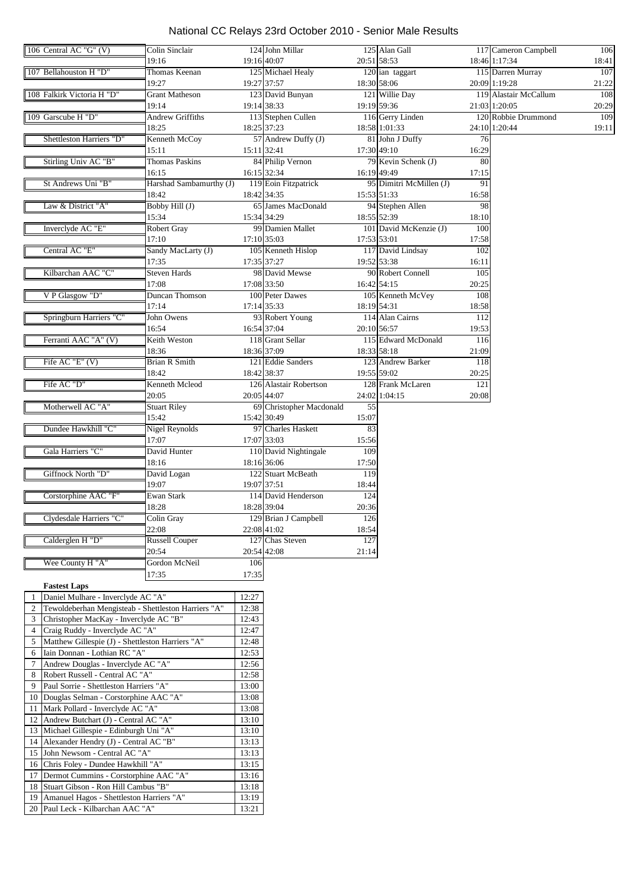# National CC Relays 23rd October 2010 - Senior Male Results

| | | | | | | | | | |
|---|---|---|---|---|---|---|---|---|---|
| 106 Central AC "G" (V) | Colin Sinclair | 124 | John Millar | 125 | Alan Gall | 117 | Cameron Campbell | 106 | |
| | 19:16 | 19:16 | 40:07 | 20:51 | 58:53 | 18:46 | 1:17:34 | 18:41 | |
| 107 Bellahouston H "D" | Thomas Keenan | 125 | Michael Healy | 120 | ian taggart | 115 | Darren Murray | 107 | |
| | 19:27 | 19:27 | 37:57 | 18:30 | 58:06 | 20:09 | 1:19:28 | 21:22 | |
| 108 Falkirk Victoria H "D" | Grant Matheson | 123 | David Bunyan | 121 | Willie Day | 119 | Alastair McCallum | 108 | |
| | 19:14 | 19:14 | 38:33 | 19:19 | 59:36 | 21:03 | 1:20:05 | 20:29 | |
| 109 Garscube H "D" | Andrew Griffiths | 113 | Stephen Cullen | 116 | Gerry Linden | 120 | Robbie Drummond | 109 | |
| | 18:25 | 18:25 | 37:23 | 18:58 | 1:01:33 | 24:10 | 1:20:44 | 19:11 | |
| Shettleston Harriers "D" | Kenneth McCoy | 57 | Andrew Duffy (J) | 81 | John J Duffy | 76 | | | |
| | 15:11 | 15:11 | 32:41 | 17:30 | 49:10 | 16:29 | | | |
| Stirling Univ AC "B" | Thomas Paskins | 84 | Philip Vernon | 79 | Kevin Schenk (J) | 80 | | | |
| | 16:15 | 16:15 | 32:34 | 16:19 | 49:49 | 17:15 | | | |
| St Andrews Uni "B" | Harshad Sambamurthy (J) | 119 | Eoin Fitzpatrick | 95 | Dimitri McMillen (J) | 91 | | | |
| | 18:42 | 18:42 | 34:35 | 15:53 | 51:33 | 16:58 | | | |
| Law & District "A" | Bobby Hill (J) | 65 | James MacDonald | 94 | Stephen Allen | 98 | | | |
| | 15:34 | 15:34 | 34:29 | 18:55 | 52:39 | 18:10 | | | |
| Inverclyde AC "E" | Robert Gray | 99 | Damien Mallet | 101 | David McKenzie (J) | 100 | | | |
| | 17:10 | 17:10 | 35:03 | 17:53 | 53:01 | 17:58 | | | |
| Central AC "E" | Sandy MacLarty (J) | 105 | Kenneth Hislop | 117 | David Lindsay | 102 | | | |
| | 17:35 | 17:35 | 37:27 | 19:52 | 53:38 | 16:11 | | | |
| Kilbarchan AAC "C" | Steven Hards | 98 | David Mewse | 90 | Robert Connell | 105 | | | |
| | 17:08 | 17:08 | 33:50 | 16:42 | 54:15 | 20:25 | | | |
| V P Glasgow "D" | Duncan Thomson | 100 | Peter Dawes | 105 | Kenneth McVey | 108 | | | |
| | 17:14 | 17:14 | 35:33 | 18:19 | 54:31 | 18:58 | | | |
| Springburn Harriers "C" | John Owens | 93 | Robert Young | 114 | Alan Cairns | 112 | | | |
| | 16:54 | 16:54 | 37:04 | 20:10 | 56:57 | 19:53 | | | |
| Ferranti AAC "A" (V) | Keith Weston | 118 | Grant Sellar | 115 | Edward McDonald | 116 | | | |
| | 18:36 | 18:36 | 37:09 | 18:33 | 58:18 | 21:09 | | | |
| Fife AC "E" (V) | Brian R Smith | 121 | Eddie Sanders | 123 | Andrew Barker | 118 | | | |
| | 18:42 | 18:42 | 38:37 | 19:55 | 59:02 | 20:25 | | | |
| Fife AC "D" | Kenneth Mcleod | 126 | Alastair Robertson | 128 | Frank McLaren | 121 | | | |
| | 20:05 | 20:05 | 44:07 | 24:02 | 1:04:15 | 20:08 | | | |
| Motherwell AC "A" | Stuart Riley | 69 | Christopher Macdonald | 55 | | | | | |
| | 15:42 | 15:42 | 30:49 | 15:07 | | | | | |
| Dundee Hawkhill "C" | Nigel Reynolds | 97 | Charles Haskett | 83 | | | | | |
| | 17:07 | 17:07 | 33:03 | 15:56 | | | | | |
| Gala Harriers "C" | David Hunter | 110 | David Nightingale | 109 | | | | | |
| | 18:16 | 18:16 | 36:06 | 17:50 | | | | | |
| Giffnock North "D" | David Logan | 122 | Stuart McBeath | 119 | | | | | |
| | 19:07 | 19:07 | 37:51 | 18:44 | | | | | |
| Corstorphine AAC "F" | Ewan Stark | 114 | David Henderson | 124 | | | | | |
| | 18:28 | 18:28 | 39:04 | 20:36 | | | | | |
| Clydesdale Harriers "C" | Colin Gray | 129 | Brian J Campbell | 126 | | | | | |
| | 22:08 | 22:08 | 41:02 | 18:54 | | | | | |
| Calderglen H "D" | Russell Couper | 127 | Chas Steven | 127 | | | | | |
| | 20:54 | 20:54 | 42:08 | 21:14 | | | | | |
| Wee County H "A" | Gordon McNeil | 106 | | | | | | | |
| | 17:35 | 17:35 | | | | | | | |

**Fastest Laps**

| | | |
|---|---|---|
| 1 | Daniel Mulhare - Inverclyde AC "A" | 12:27 |
| 2 | Tewoldeberhan Mengisteab - Shettleston Harriers "A" | 12:38 |
| 3 | Christopher MacKay - Inverclyde AC "B" | 12:43 |
| 4 | Craig Ruddy - Inverclyde AC "A" | 12:47 |
| 5 | Matthew Gillespie (J) - Shettleston Harriers "A" | 12:48 |
| 6 | Iain Donnan - Lothian RC "A" | 12:53 |
| 7 | Andrew Douglas - Inverclyde AC "A" | 12:56 |
| 8 | Robert Russell - Central AC "A" | 12:58 |
| 9 | Paul Sorrie - Shettleston Harriers "A" | 13:00 |
| 10 | Douglas Selman - Corstorphine AAC "A" | 13:08 |
| 11 | Mark Pollard - Inverclyde AC "A" | 13:08 |
| 12 | Andrew Butchart (J) - Central AC "A" | 13:10 |
| 13 | Michael Gillespie - Edinburgh Uni "A" | 13:10 |
| 14 | Alexander Hendry (J) - Central AC "B" | 13:13 |
| 15 | John Newsom - Central AC "A" | 13:13 |
| 16 | Chris Foley - Dundee Hawkhill "A" | 13:15 |
| 17 | Dermot Cummins - Corstorphine AAC "A" | 13:16 |
| 18 | Stuart Gibson - Ron Hill Cambus "B" | 13:18 |
| 19 | Amanuel Hagos - Shettleston Harriers "A" | 13:19 |
| 20 | Paul Leck - Kilbarchan AAC "A" | 13:21 |